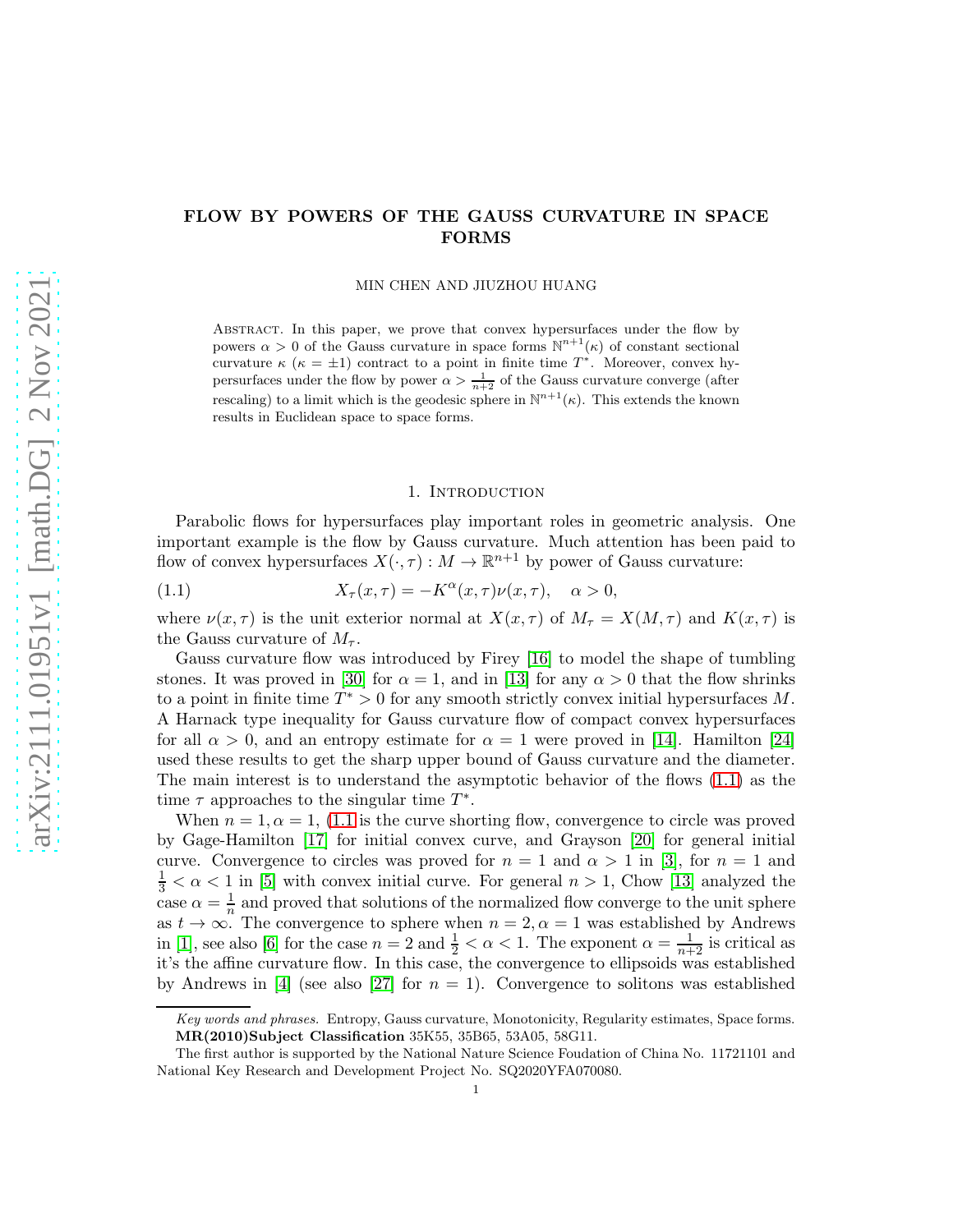# FLOW BY POWERS OF THE GAUSS CURVATURE IN SPACE FORMS

MIN CHEN AND JIUZHOU HUANG

Abstract. In this paper, we prove that convex hypersurfaces under the flow by powers $\alpha > 0$ of the Gauss curvature in space forms $\mathbb{N}^{n+1}(\kappa)$ of constant sectional curvature $\kappa$ ($\kappa = \pm 1$) contract to a point in finite time $T^*$. Moreover, convex hypersurfaces under the flow by power $\alpha > \frac{1}{n+2}$ of the Gauss curvature converge (after rescaling) to a limit which is the geodesic sphere in $\mathbb{N}^{n+1}(\kappa)$. This extends the known results in Euclidean space to space forms.

## 1. Introduction

Parabolic flows for hypersurfaces play important roles in geometric analysis. One important example is the flow by Gauss curvature. Much attention has been paid to flow of convex hypersurfaces $X(\cdot, \tau) : M \to \mathbb{R}^{n+1}$ by power of Gauss curvature:

$$X_\tau(x, \tau) = -K^\alpha(x, \tau)\nu(x, \tau), \quad \alpha > 0, \tag{1.1}$$

where $\nu(x, \tau)$ is the unit exterior normal at $X(x, \tau)$ of $M_\tau = X(M, \tau)$ and $K(x, \tau)$ is the Gauss curvature of $M_\tau$.

Gauss curvature flow was introduced by Firey [16] to model the shape of tumbling stones. It was proved in [30] for $\alpha = 1$, and in [13] for any $\alpha > 0$ that the flow shrinks to a point in finite time $T^* > 0$ for any smooth strictly convex initial hypersurfaces $M$. A Harnack type inequality for Gauss curvature flow of compact convex hypersurfaces for all $\alpha > 0$, and an entropy estimate for $\alpha = 1$ were proved in [14]. Hamilton [24] used these results to get the sharp upper bound of Gauss curvature and the diameter. The main interest is to understand the asymptotic behavior of the flows (1.1) as the time $\tau$ approaches to the singular time $T^*$.

When $n = 1, \alpha = 1$, (1.1 is the curve shorting flow, convergence to circle was proved by Gage-Hamilton [17] for initial convex curve, and Grayson [20] for general initial curve. Convergence to circles was proved for $n = 1$ and $\alpha > 1$ in [3], for $n = 1$ and $\frac{1}{3} < \alpha < 1$ in [5] with convex initial curve. For general $n > 1$, Chow [13] analyzed the case $\alpha = \frac{1}{n}$ and proved that solutions of the normalized flow converge to the unit sphere as $t \to \infty$. The convergence to sphere when $n = 2, \alpha = 1$ was established by Andrews in [1], see also [6] for the case $n = 2$ and $\frac{1}{2} < \alpha < 1$. The exponent $\alpha = \frac{1}{n+2}$ is critical as it's the affine curvature flow. In this case, the convergence to ellipsoids was established by Andrews in [4] (see also [27] for $n = 1$). Convergence to solitons was established

*Key words and phrases.* Entropy, Gauss curvature, Monotonicity, Regularity estimates, Space forms.
**MR(2010)Subject Classification** 35K55, 35B65, 53A05, 58G11.

The first author is supported by the National Nature Science Foudation of China No. 11721101 and National Key Research and Development Project No. SQ2020YFA070080.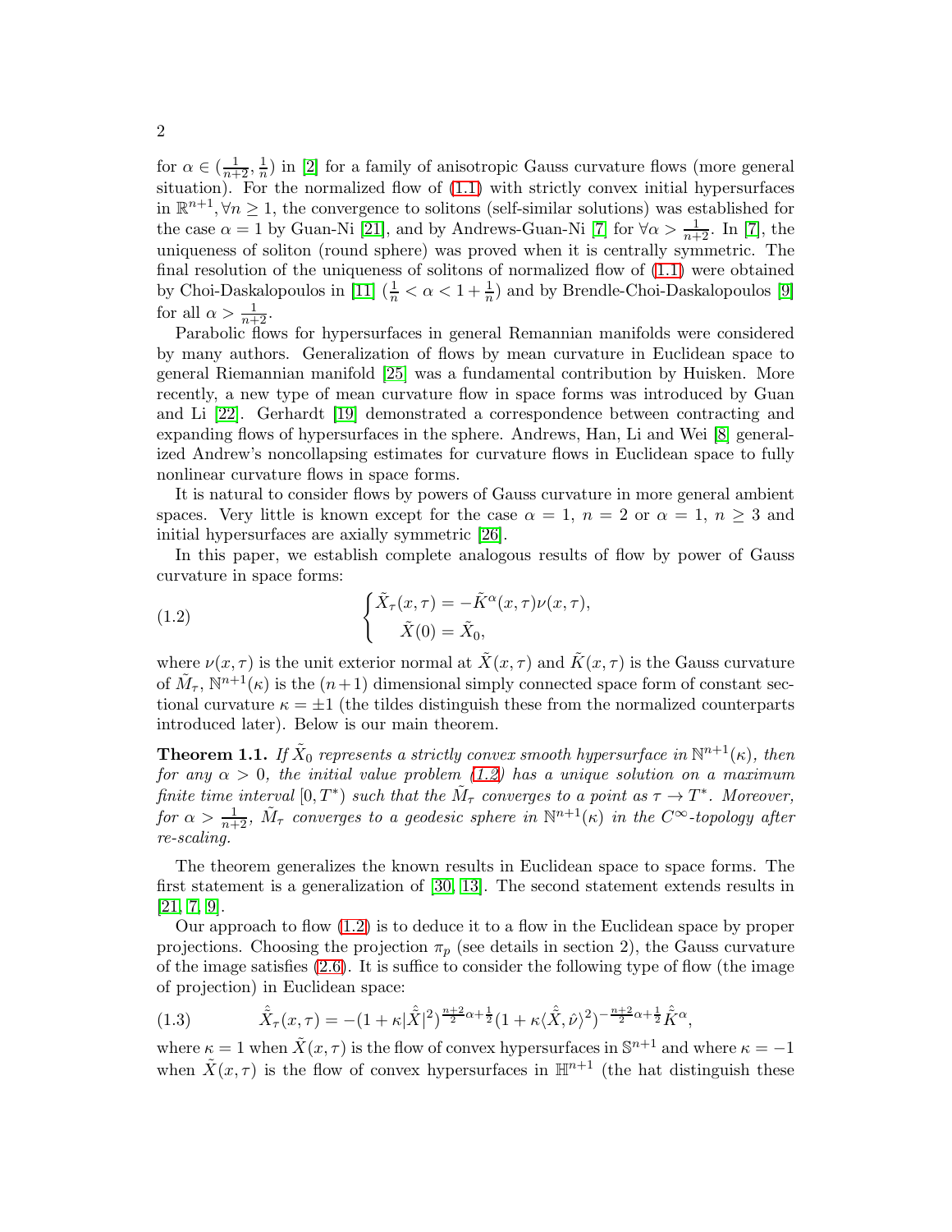for $\alpha \in (\frac{1}{n+2}, \frac{1}{n})$ in [2] for a family of anisotropic Gauss curvature flows (more general situation). For the normalized flow of (1.1) with strictly convex initial hypersurfaces in $\mathbb{R}^{n+1}, \forall n \geq 1$, the convergence to solitons (self-similar solutions) was established for the case $\alpha = 1$ by Guan-Ni [21], and by Andrews-Guan-Ni [7] for $\forall \alpha > \frac{1}{n+2}$. In [7], the uniqueness of soliton (round sphere) was proved when it is centrally symmetric. The final resolution of the uniqueness of solitons of normalized flow of (1.1) were obtained by Choi-Daskalopoulos in [11] ($\frac{1}{n} < \alpha < 1 + \frac{1}{n}$) and by Brendle-Choi-Daskalopoulos [9] for all $\alpha > \frac{1}{n+2}$.

Parabolic flows for hypersurfaces in general Remannian manifolds were considered by many authors. Generalization of flows by mean curvature in Euclidean space to general Riemannian manifold [25] was a fundamental contribution by Huisken. More recently, a new type of mean curvature flow in space forms was introduced by Guan and Li [22]. Gerhardt [19] demonstrated a correspondence between contracting and expanding flows of hypersurfaces in the sphere. Andrews, Han, Li and Wei [8] generalized Andrew's noncollapsing estimates for curvature flows in Euclidean space to fully nonlinear curvature flows in space forms.

It is natural to consider flows by powers of Gauss curvature in more general ambient spaces. Very little is known except for the case $\alpha = 1$, $n = 2$ or $\alpha = 1$, $n \geq 3$ and initial hypersurfaces are axially symmetric [26].

In this paper, we establish complete analogous results of flow by power of Gauss curvature in space forms:

$$
\begin{cases} \tilde{X}_\tau(x,\tau) = -\tilde{K}^\alpha(x,\tau)\nu(x,\tau), \\ \quad \tilde{X}(0) = \tilde{X}_0, \end{cases} \tag{1.2}
$$

where $\nu(x,\tau)$ is the unit exterior normal at $\tilde{X}(x,\tau)$ and $\tilde{K}(x,\tau)$ is the Gauss curvature of $\tilde{M}_\tau$, $\mathbb{N}^{n+1}(\kappa)$ is the $(n+1)$ dimensional simply connected space form of constant sectional curvature $\kappa = \pm 1$ (the tildes distinguish these from the normalized counterparts introduced later). Below is our main theorem.

**Theorem 1.1.** *If $\tilde{X}_0$ represents a strictly convex smooth hypersurface in $\mathbb{N}^{n+1}(\kappa)$, then for any $\alpha > 0$, the initial value problem (1.2) has a unique solution on a maximum finite time interval $[0, T^*)$ such that the $\tilde{M}_\tau$ converges to a point as $\tau \to T^*$. Moreover, for $\alpha > \frac{1}{n+2}$, $\tilde{M}_\tau$ converges to a geodesic sphere in $\mathbb{N}^{n+1}(\kappa)$ in the $C^\infty$-topology after re-scaling.*

The theorem generalizes the known results in Euclidean space to space forms. The first statement is a generalization of [30, 13]. The second statement extends results in [21, 7, 9].

Our approach to flow (1.2) is to deduce it to a flow in the Euclidean space by proper projections. Choosing the projection $\pi_p$ (see details in section 2), the Gauss curvature of the image satisfies (2.6). It is suffice to consider the following type of flow (the image of projection) in Euclidean space:

$$
\hat{\tilde{X}}_\tau(x,\tau) = -(1+\kappa|\hat{\tilde{X}}|^2)^{\frac{n+2}{2}\alpha+\frac{1}{2}}(1+\kappa\langle\hat{\tilde{X}},\hat{\nu}\rangle^2)^{-\frac{n+2}{2}\alpha+\frac{1}{2}}\hat{\tilde{K}}^\alpha, \tag{1.3}
$$

where $\kappa = 1$ when $\tilde{X}(x,\tau)$ is the flow of convex hypersurfaces in $\mathbb{S}^{n+1}$ and where $\kappa = -1$ when $\tilde{X}(x,\tau)$ is the flow of convex hypersurfaces in $\mathbb{H}^{n+1}$ (the hat distinguish these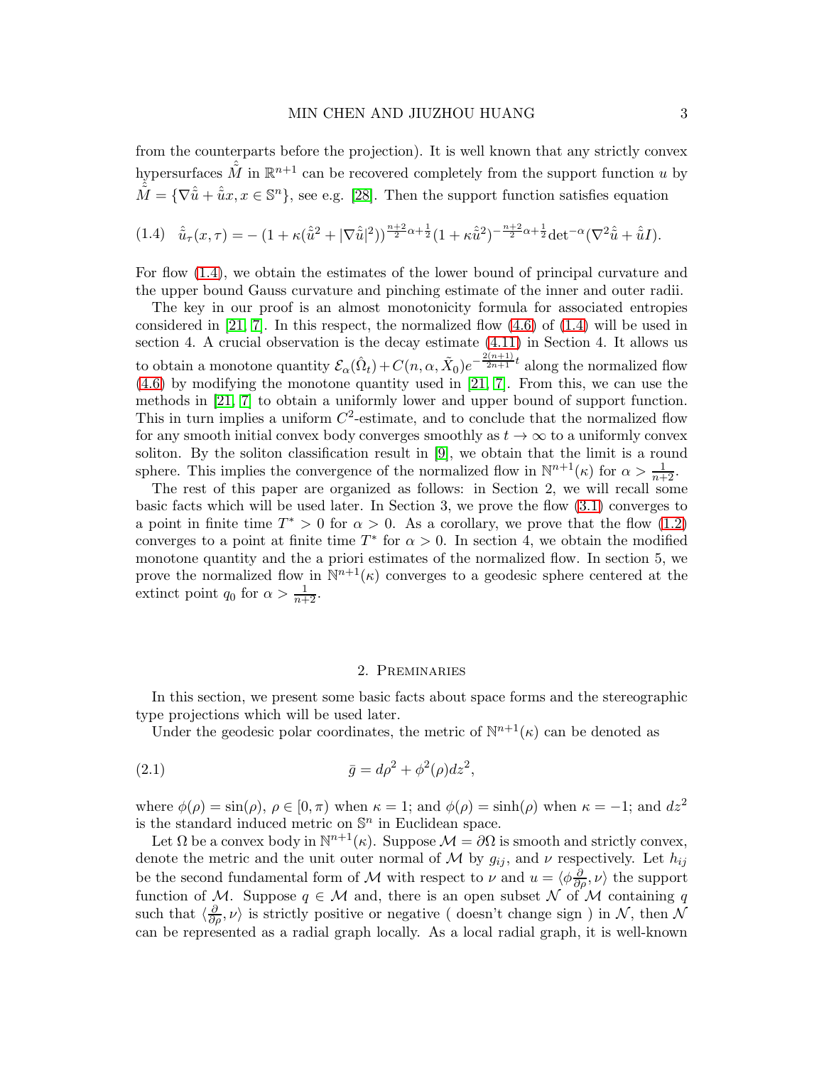from the counterparts before the projection). It is well known that any strictly convex hypersurfaces $\hat{\hat{M}}$ in $\mathbb{R}^{n+1}$ can be recovered completely from the support function $u$ by $\hat{\hat{M}} = \{\nabla\hat{\hat{u}} + \hat{\hat{u}}x, x \in \mathbb{S}^n\}$, see e.g. [28]. Then the support function satisfies equation

$$
\hat{\hat{u}}_\tau(x,\tau) = -\left(1+\kappa(\hat{\hat{u}}^2 + |\nabla\hat{\hat{u}}|^2)\right)^{\frac{n+2}{2}\alpha+\frac{1}{2}}(1+\kappa\hat{\hat{u}}^2)^{-\frac{n+2}{2}\alpha+\frac{1}{2}}\det{}^{-\alpha}(\nabla^2\hat{\hat{u}} + \hat{\hat{u}}I). \tag{1.4}
$$

For flow (1.4), we obtain the estimates of the lower bound of principal curvature and the upper bound Gauss curvature and pinching estimate of the inner and outer radii.

The key in our proof is an almost monotonicity formula for associated entropies considered in [21, 7]. In this respect, the normalized flow (4.6) of (1.4) will be used in section 4. A crucial observation is the decay estimate (4.11) in Section 4. It allows us to obtain a monotone quantity $\mathcal{E}_\alpha(\hat{\Omega}_t) + C(n,\alpha,\tilde{X}_0)e^{-\frac{2(n+1)}{2n+1}t}$ along the normalized flow (4.6) by modifying the monotone quantity used in [21, 7]. From this, we can use the methods in [21, 7] to obtain a uniformly lower and upper bound of support function. This in turn implies a uniform $C^2$-estimate, and to conclude that the normalized flow for any smooth initial convex body converges smoothly as $t \to \infty$ to a uniformly convex soliton. By the soliton classification result in [9], we obtain that the limit is a round sphere. This implies the convergence of the normalized flow in $\mathbb{N}^{n+1}(\kappa)$ for $\alpha > \frac{1}{n+2}$.

The rest of this paper are organized as follows: in Section 2, we will recall some basic facts which will be used later. In Section 3, we prove the flow (3.1) converges to a point in finite time $T^* > 0$ for $\alpha > 0$. As a corollary, we prove that the flow (1.2) converges to a point at finite time $T^*$ for $\alpha > 0$. In section 4, we obtain the modified monotone quantity and the a priori estimates of the normalized flow. In section 5, we prove the normalized flow in $\mathbb{N}^{n+1}(\kappa)$ converges to a geodesic sphere centered at the extinct point $q_0$ for $\alpha > \frac{1}{n+2}$.

## 2. Preminaries

In this section, we present some basic facts about space forms and the stereographic type projections which will be used later.

Under the geodesic polar coordinates, the metric of $\mathbb{N}^{n+1}(\kappa)$ can be denoted as

$$
\bar{g} = d\rho^2 + \phi^2(\rho)dz^2, \tag{2.1}
$$

where $\phi(\rho) = \sin(\rho)$, $\rho \in [0,\pi)$ when $\kappa = 1$; and $\phi(\rho) = \sinh(\rho)$ when $\kappa = -1$; and $dz^2$ is the standard induced metric on $\mathbb{S}^n$ in Euclidean space.

Let $\Omega$ be a convex body in $\mathbb{N}^{n+1}(\kappa)$. Suppose $\mathcal{M} = \partial\Omega$ is smooth and strictly convex, denote the metric and the unit outer normal of $\mathcal{M}$ by $g_{ij}$, and $\nu$ respectively. Let $h_{ij}$ be the second fundamental form of $\mathcal{M}$ with respect to $\nu$ and $u = \langle \phi\frac{\partial}{\partial\rho}, \nu\rangle$ the support function of $\mathcal{M}$. Suppose $q \in \mathcal{M}$ and, there is an open subset $\mathcal{N}$ of $\mathcal{M}$ containing $q$ such that $\langle \frac{\partial}{\partial\rho}, \nu\rangle$ is strictly positive or negative ( doesn't change sign ) in $\mathcal{N}$, then $\mathcal{N}$ can be represented as a radial graph locally. As a local radial graph, it is well-known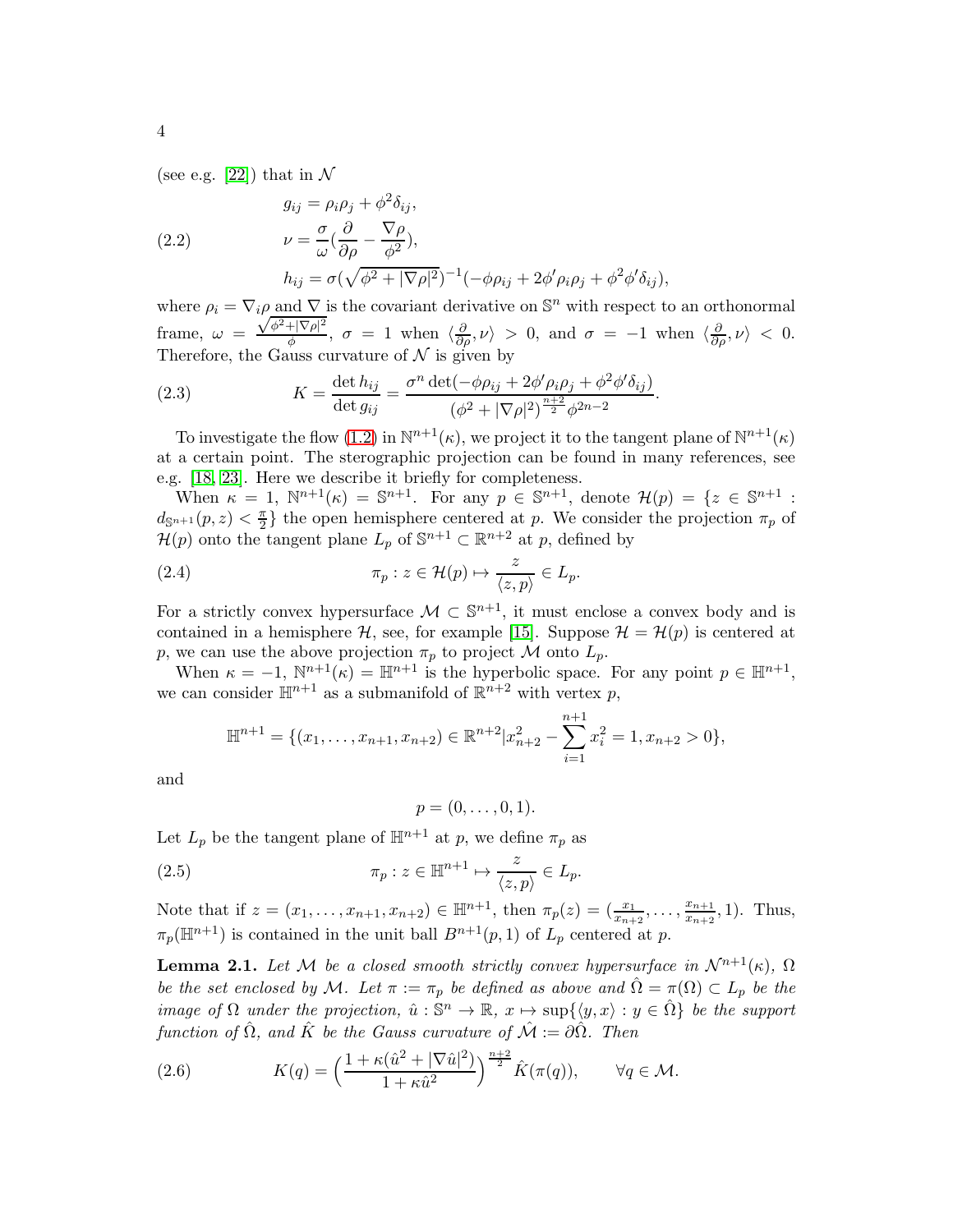(see e.g. [22]) that in $\mathcal{N}$

$$
\begin{aligned}
g_{ij} &= \rho_i\rho_j + \phi^2\delta_{ij}, \\
\nu &= \frac{\sigma}{\omega}\Big(\frac{\partial}{\partial\rho} - \frac{\nabla\rho}{\phi^2}\Big), \qquad (2.2)\\
h_{ij} &= \sigma\big(\sqrt{\phi^2+|\nabla\rho|^2}\big)^{-1}\big(-\phi\rho_{ij} + 2\phi'\rho_i\rho_j + \phi^2\phi'\delta_{ij}\big),
\end{aligned}
$$

where $\rho_i = \nabla_i\rho$ and $\nabla$ is the covariant derivative on $\mathbb{S}^n$ with respect to an orthonormal frame, $\omega = \frac{\sqrt{\phi^2+|\nabla\rho|^2}}{\phi}$, $\sigma = 1$ when $\langle\frac{\partial}{\partial\rho},\nu\rangle > 0$, and $\sigma = -1$ when $\langle\frac{\partial}{\partial\rho},\nu\rangle < 0$. Therefore, the Gauss curvature of $\mathcal{N}$ is given by

$$
K = \frac{\det h_{ij}}{\det g_{ij}} = \frac{\sigma^n \det(-\phi\rho_{ij} + 2\phi'\rho_i\rho_j + \phi^2\phi'\delta_{ij})}{(\phi^2+|\nabla\rho|^2)^{\frac{n+2}{2}}\phi^{2n-2}}. \qquad (2.3)
$$

To investigate the flow (1.2) in $\mathbb{N}^{n+1}(\kappa)$, we project it to the tangent plane of $\mathbb{N}^{n+1}(\kappa)$ at a certain point. The sterographic projection can be found in many references, see e.g. [18, 23]. Here we describe it briefly for completeness.

When $\kappa = 1$, $\mathbb{N}^{n+1}(\kappa) = \mathbb{S}^{n+1}$. For any $p \in \mathbb{S}^{n+1}$, denote $\mathcal{H}(p) = \{z \in \mathbb{S}^{n+1} : d_{\mathbb{S}^{n+1}}(p,z) < \frac{\pi}{2}\}$ the open hemisphere centered at $p$. We consider the projection $\pi_p$ of $\mathcal{H}(p)$ onto the tangent plane $L_p$ of $\mathbb{S}^{n+1} \subset \mathbb{R}^{n+2}$ at $p$, defined by

$$
\pi_p : z \in \mathcal{H}(p) \mapsto \frac{z}{\langle z,p\rangle} \in L_p. \qquad (2.4)
$$

For a strictly convex hypersurface $\mathcal{M} \subset \mathbb{S}^{n+1}$, it must enclose a convex body and is contained in a hemisphere $\mathcal{H}$, see, for example [15]. Suppose $\mathcal{H} = \mathcal{H}(p)$ is centered at $p$, we can use the above projection $\pi_p$ to project $\mathcal{M}$ onto $L_p$.

When $\kappa = -1$, $\mathbb{N}^{n+1}(\kappa) = \mathbb{H}^{n+1}$ is the hyperbolic space. For any point $p \in \mathbb{H}^{n+1}$, we can consider $\mathbb{H}^{n+1}$ as a submanifold of $\mathbb{R}^{n+2}$ with vertex $p$,

$$
\mathbb{H}^{n+1} = \{(x_1,\ldots,x_{n+1},x_{n+2}) \in \mathbb{R}^{n+2} | x_{n+2}^2 - \sum_{i=1}^{n+1} x_i^2 = 1, x_{n+2} > 0\},
$$

and

$$
p = (0,\ldots,0,1).
$$

Let $L_p$ be the tangent plane of $\mathbb{H}^{n+1}$ at $p$, we define $\pi_p$ as

$$
\pi_p : z \in \mathbb{H}^{n+1} \mapsto \frac{z}{\langle z,p\rangle} \in L_p. \qquad (2.5)
$$

Note that if $z = (x_1,\ldots,x_{n+1},x_{n+2}) \in \mathbb{H}^{n+1}$, then $\pi_p(z) = (\frac{x_1}{x_{n+2}},\ldots,\frac{x_{n+1}}{x_{n+2}},1)$. Thus, $\pi_p(\mathbb{H}^{n+1})$ is contained in the unit ball $B^{n+1}(p,1)$ of $L_p$ centered at $p$.

**Lemma 2.1.** *Let $\mathcal{M}$ be a closed smooth strictly convex hypersurface in $\mathcal{N}^{n+1}(\kappa)$, $\Omega$ be the set enclosed by $\mathcal{M}$. Let $\pi := \pi_p$ be defined as above and $\hat{\Omega} = \pi(\Omega) \subset L_p$ be the image of $\Omega$ under the projection, $\hat{u} : \mathbb{S}^n \to \mathbb{R}$, $x \mapsto \sup\{\langle y,x\rangle : y \in \hat{\Omega}\}$ be the support function of $\hat{\Omega}$, and $\hat{K}$ be the Gauss curvature of $\hat{\mathcal{M}} := \partial\hat{\Omega}$. Then*

$$
K(q) = \Big(\frac{1+\kappa(\hat{u}^2+|\nabla\hat{u}|^2)}{1+\kappa\hat{u}^2}\Big)^{\frac{n+2}{2}}\hat{K}(\pi(q)), \qquad \forall q \in \mathcal{M}. \qquad (2.6)
$$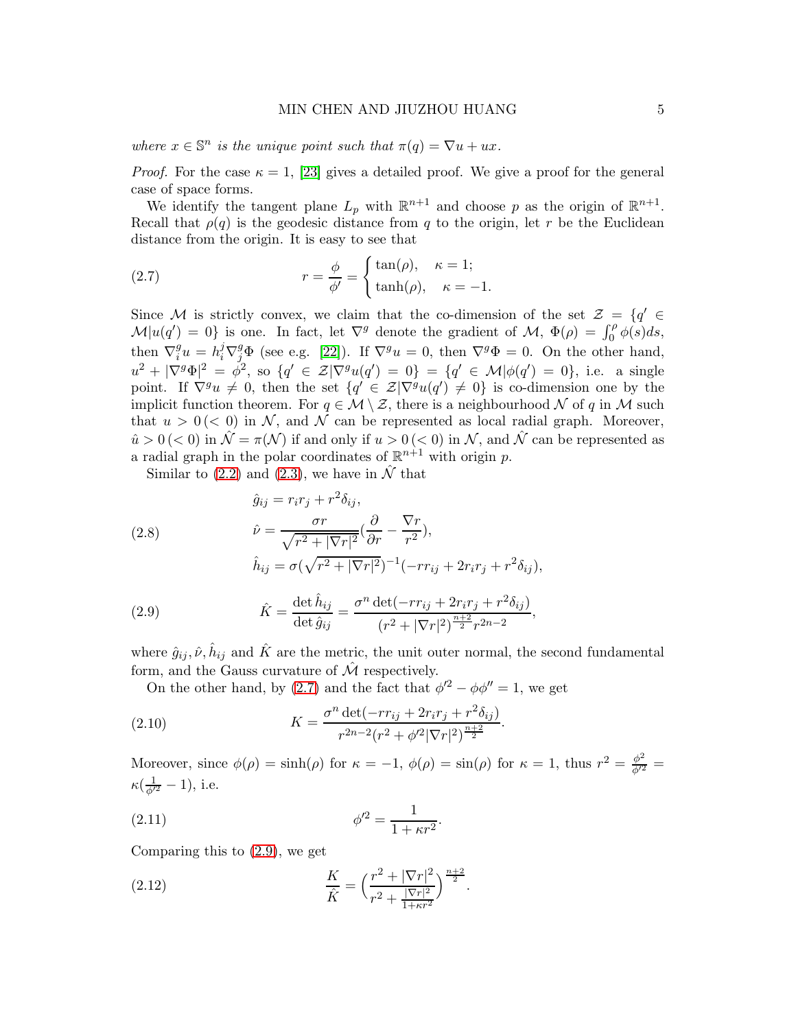*where $x \in \mathbb{S}^n$ is the unique point such that $\pi(q) = \nabla u + ux$.*

*Proof.* For the case $\kappa = 1$, [23] gives a detailed proof. We give a proof for the general case of space forms.

We identify the tangent plane $L_p$ with $\mathbb{R}^{n+1}$ and choose $p$ as the origin of $\mathbb{R}^{n+1}$. Recall that $\rho(q)$ is the geodesic distance from $q$ to the origin, let $r$ be the Euclidean distance from the origin. It is easy to see that

$$
r = \frac{\phi}{\phi'} = \begin{cases} \tan(\rho), & \kappa = 1; \\ \tanh(\rho), & \kappa = -1. \end{cases} \tag{2.7}
$$

Since $\mathcal{M}$ is strictly convex, we claim that the co-dimension of the set $\mathcal{Z} = \{q' \in \mathcal{M} | u(q') = 0\}$ is one. In fact, let $\nabla^g$ denote the gradient of $\mathcal{M}$, $\Phi(\rho) = \int_0^\rho \phi(s)ds$, then $\nabla_i^g u = h_i^j \nabla_j^g \Phi$ (see e.g. [22]). If $\nabla^g u = 0$, then $\nabla^g \Phi = 0$. On the other hand, $u^2 + |\nabla^g \Phi|^2 = \phi^2$, so $\{q' \in \mathcal{Z} | \nabla^g u(q') = 0\} = \{q' \in \mathcal{M} | \phi(q') = 0\}$, i.e. a single point. If $\nabla^g u \neq 0$, then the set $\{q' \in \mathcal{Z} | \nabla^g u(q') \neq 0\}$ is co-dimension one by the implicit function theorem. For $q \in \mathcal{M} \setminus \mathcal{Z}$, there is a neighbourhood $\mathcal{N}$ of $q$ in $\mathcal{M}$ such that $u > 0\,(< 0)$ in $\mathcal{N}$, and $\mathcal{N}$ can be represented as local radial graph. Moreover, $\hat{u} > 0\,(< 0)$ in $\hat{\mathcal{N}} = \pi(\mathcal{N})$ if and only if $u > 0\,(< 0)$ in $\mathcal{N}$, and $\hat{\mathcal{N}}$ can be represented as a radial graph in the polar coordinates of $\mathbb{R}^{n+1}$ with origin $p$.

Similar to (2.2) and (2.3), we have in $\hat{\mathcal{N}}$ that

$$
\begin{aligned}
\hat{g}_{ij} &= r_i r_j + r^2 \delta_{ij}, \\
\hat{\nu} &= \frac{\sigma r}{\sqrt{r^2 + |\nabla r|^2}} \left(\frac{\partial}{\partial r} - \frac{\nabla r}{r^2}\right), \\
\hat{h}_{ij} &= \sigma \left(\sqrt{r^2 + |\nabla r|^2}\right)^{-1} (-r r_{ij} + 2 r_i r_j + r^2 \delta_{ij}),
\end{aligned} \tag{2.8}
$$

$$
\hat{K} = \frac{\det \hat{h}_{ij}}{\det \hat{g}_{ij}} = \frac{\sigma^n \det(-r r_{ij} + 2 r_i r_j + r^2 \delta_{ij})}{(r^2 + |\nabla r|^2)^{\frac{n+2}{2}} r^{2n-2}}, \tag{2.9}
$$

where $\hat{g}_{ij}, \hat{\nu}, \hat{h}_{ij}$ and $\hat{K}$ are the metric, the unit outer normal, the second fundamental form, and the Gauss curvature of $\hat{\mathcal{M}}$ respectively.

On the other hand, by (2.7) and the fact that $\phi'^2 - \phi\phi'' = 1$, we get

$$
K = \frac{\sigma^n \det(-r r_{ij} + 2 r_i r_j + r^2 \delta_{ij})}{r^{2n-2} (r^2 + \phi'^2 |\nabla r|^2)^{\frac{n+2}{2}}}. \tag{2.10}
$$

Moreover, since $\phi(\rho) = \sinh(\rho)$ for $\kappa = -1$, $\phi(\rho) = \sin(\rho)$ for $\kappa = 1$, thus $r^2 = \frac{\phi^2}{\phi'^2} = \kappa(\frac{1}{\phi'^2} - 1)$, i.e.

$$
\phi'^2 = \frac{1}{1 + \kappa r^2}. \tag{2.11}
$$

Comparing this to (2.9), we get

$$
\frac{K}{\hat{K}} = \left(\frac{r^2 + |\nabla r|^2}{r^2 + \frac{|\nabla r|^2}{1 + \kappa r^2}}\right)^{\frac{n+2}{2}}. \tag{2.12}
$$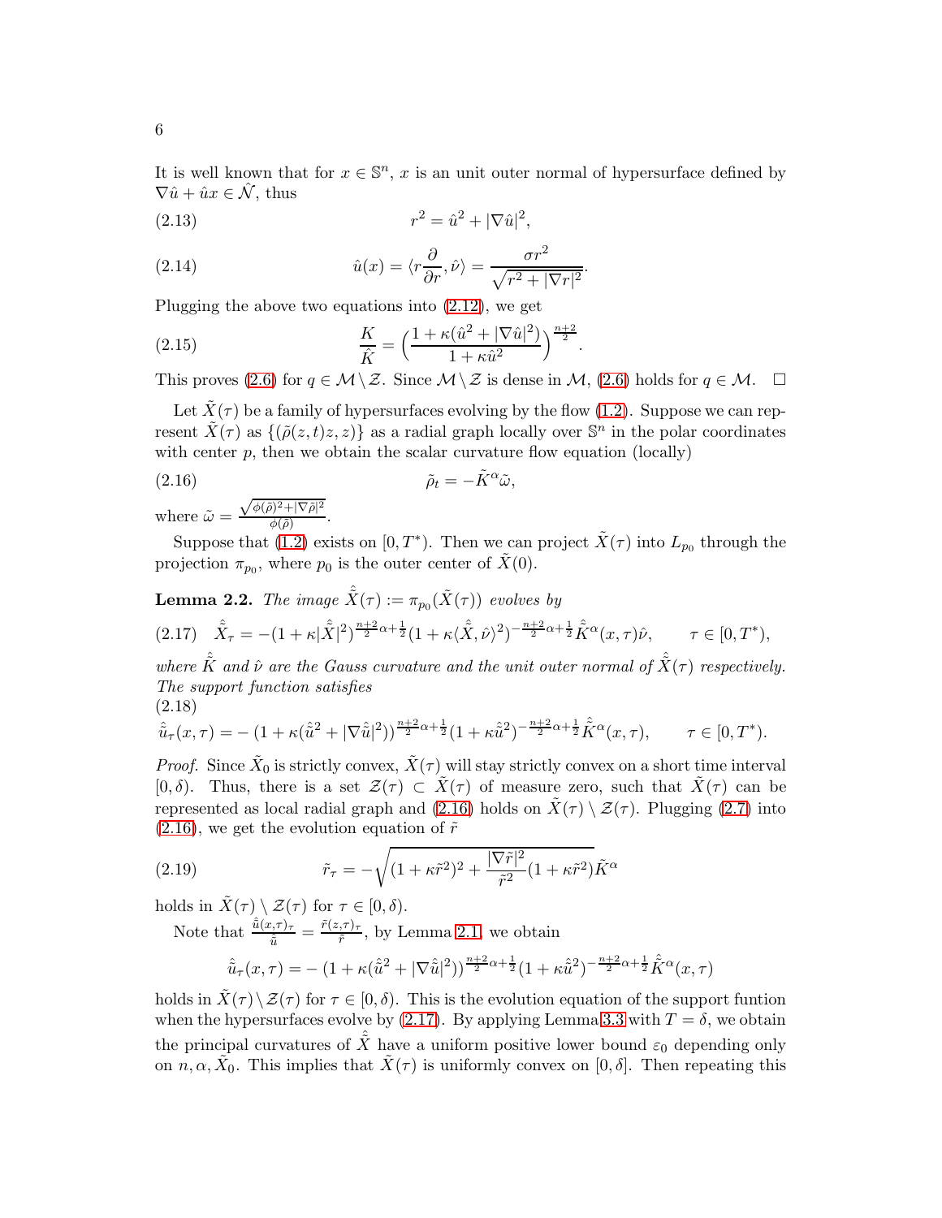It is well known that for $x \in \mathbb{S}^n$, $x$ is an unit outer normal of hypersurface defined by $\nabla \hat{u} + \hat{u}x \in \hat{\mathcal{N}}$, thus

$$r^2 = \hat{u}^2 + |\nabla \hat{u}|^2, \tag{2.13}$$

$$\hat{u}(x) = \langle r\frac{\partial}{\partial r}, \hat{\nu}\rangle = \frac{\sigma r^2}{\sqrt{r^2 + |\nabla r|^2}}. \tag{2.14}$$

Plugging the above two equations into (2.12), we get

$$\frac{K}{\hat{K}} = \Big(\frac{1 + \kappa(\hat{u}^2 + |\nabla \hat{u}|^2)}{1 + \kappa \hat{u}^2}\Big)^{\frac{n+2}{2}}. \tag{2.15}$$

This proves (2.6) for $q \in \mathcal{M} \setminus \mathcal{Z}$. Since $\mathcal{M} \setminus \mathcal{Z}$ is dense in $\mathcal{M}$, (2.6) holds for $q \in \mathcal{M}$. $\square$

Let $\tilde{X}(\tau)$ be a family of hypersurfaces evolving by the flow (1.2). Suppose we can represent $\tilde{X}(\tau)$ as $\{(\tilde{\rho}(z,t)z, z)\}$ as a radial graph locally over $\mathbb{S}^n$ in the polar coordinates with center $p$, then we obtain the scalar curvature flow equation (locally)

$$\tilde{\rho}_t = -\tilde{K}^\alpha \tilde{\omega}, \tag{2.16}$$

where $\tilde{\omega} = \frac{\sqrt{\phi(\tilde{\rho})^2 + |\nabla \tilde{\rho}|^2}}{\phi(\tilde{\rho})}$.

Suppose that (1.2) exists on $[0, T^*)$. Then we can project $\tilde{X}(\tau)$ into $L_{p_0}$ through the projection $\pi_{p_0}$, where $p_0$ is the outer center of $\tilde{X}(0)$.

**Lemma 2.2.** *The image $\hat{\tilde{X}}(\tau) := \pi_{p_0}(\tilde{X}(\tau))$ evolves by*

$$\hat{\tilde{X}}_\tau = -(1 + \kappa |\hat{\tilde{X}}|^2)^{\frac{n+2}{2}\alpha + \frac{1}{2}}(1 + \kappa \langle \hat{\tilde{X}}, \hat{\nu}\rangle^2)^{-\frac{n+2}{2}\alpha + \frac{1}{2}} \hat{\tilde{K}}^\alpha(x,\tau)\hat{\nu}, \qquad \tau \in [0, T^*), \tag{2.17}$$

*where $\hat{\tilde{K}}$ and $\hat{\nu}$ are the Gauss curvature and the unit outer normal of $\hat{\tilde{X}}(\tau)$ respectively. The support function satisfies*

$$\hat{\tilde{u}}_\tau(x,\tau) = -\,(1 + \kappa(\hat{\tilde{u}}^2 + |\nabla \hat{\tilde{u}}|^2))^{\frac{n+2}{2}\alpha + \frac{1}{2}}(1 + \kappa \hat{\tilde{u}}^2)^{-\frac{n+2}{2}\alpha + \frac{1}{2}} \hat{\tilde{K}}^\alpha(x,\tau), \qquad \tau \in [0, T^*). \tag{2.18}$$

*Proof.* Since $\tilde{X}_0$ is strictly convex, $\tilde{X}(\tau)$ will stay strictly convex on a short time interval $[0, \delta)$. Thus, there is a set $\mathcal{Z}(\tau) \subset \tilde{X}(\tau)$ of measure zero, such that $\tilde{X}(\tau)$ can be represented as local radial graph and (2.16) holds on $\tilde{X}(\tau) \setminus \mathcal{Z}(\tau)$. Plugging (2.7) into (2.16), we get the evolution equation of $\tilde{r}$

$$\tilde{r}_\tau = -\sqrt{(1 + \kappa \tilde{r}^2)^2 + \frac{|\nabla \tilde{r}|^2}{\tilde{r}^2}(1 + \kappa \tilde{r}^2)}\tilde{K}^\alpha \tag{2.19}$$

holds in $\tilde{X}(\tau) \setminus \mathcal{Z}(\tau)$ for $\tau \in [0, \delta)$.

Note that $\frac{\hat{\tilde{u}}(x,\tau)_\tau}{\hat{\tilde{u}}} = \frac{\tilde{r}(z,\tau)_\tau}{\tilde{r}}$, by Lemma 2.1, we obtain

$$\hat{\tilde{u}}_\tau(x,\tau) = -\,(1 + \kappa(\hat{\tilde{u}}^2 + |\nabla \hat{\tilde{u}}|^2))^{\frac{n+2}{2}\alpha + \frac{1}{2}}(1 + \kappa \hat{\tilde{u}}^2)^{-\frac{n+2}{2}\alpha + \frac{1}{2}} \hat{\tilde{K}}^\alpha(x,\tau)$$

holds in $\tilde{X}(\tau) \setminus \mathcal{Z}(\tau)$ for $\tau \in [0, \delta)$. This is the evolution equation of the support funtion when the hypersurfaces evolve by (2.17). By applying Lemma 3.3 with $T = \delta$, we obtain the principal curvatures of $\hat{\tilde{X}}$ have a uniform positive lower bound $\varepsilon_0$ depending only on $n, \alpha, \tilde{X}_0$. This implies that $\tilde{X}(\tau)$ is uniformly convex on $[0, \delta]$. Then repeating this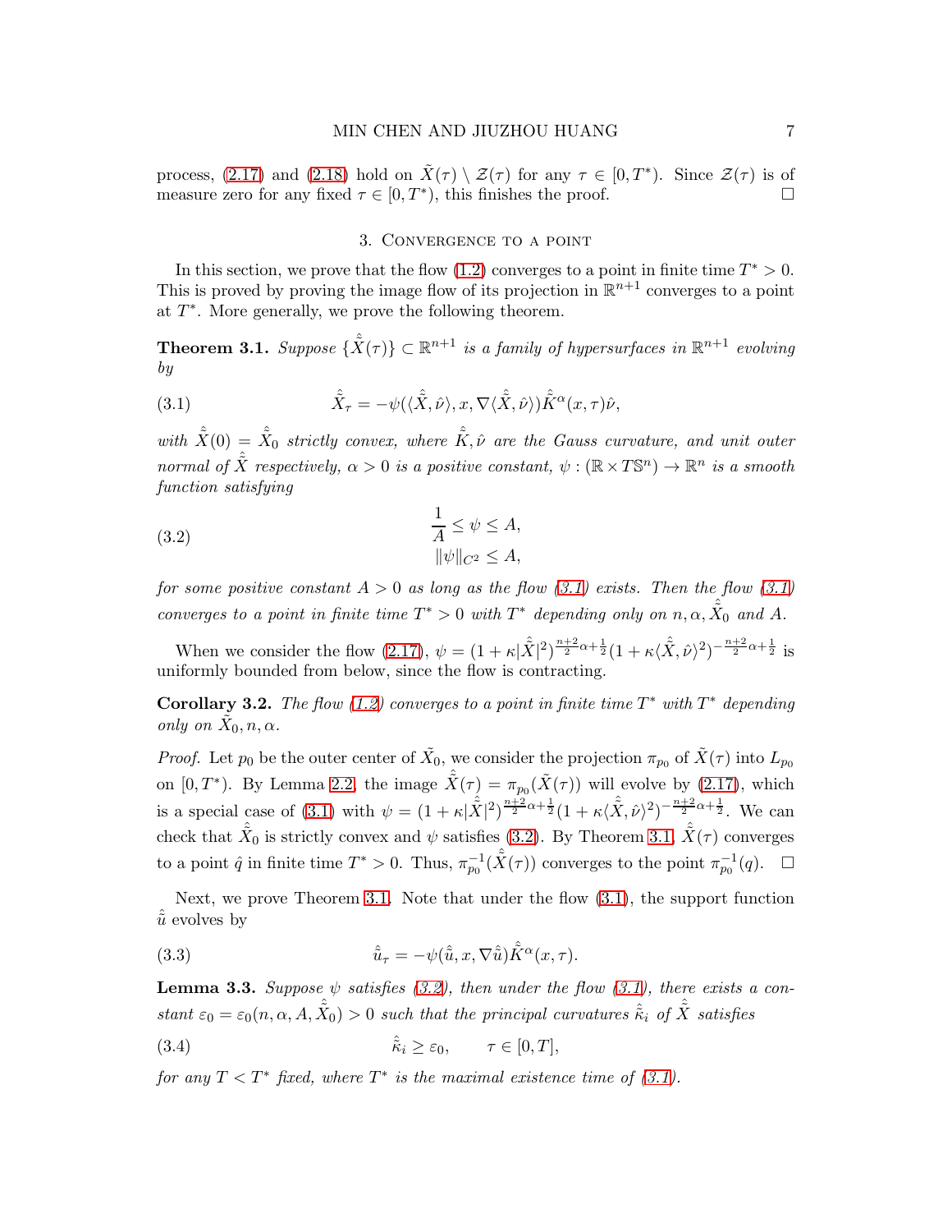process, (2.17) and (2.18) hold on $\tilde{X}(\tau) \setminus \mathcal{Z}(\tau)$ for any $\tau \in [0, T^*)$. Since $\mathcal{Z}(\tau)$ is of measure zero for any fixed $\tau \in [0, T^*)$, this finishes the proof. □

## 3. Convergence to a point

In this section, we prove that the flow (1.2) converges to a point in finite time $T^* > 0$. This is proved by proving the image flow of its projection in $\mathbb{R}^{n+1}$ converges to a point at $T^*$. More generally, we prove the following theorem.

**Theorem 3.1.** *Suppose $\{\hat{\tilde{X}}(\tau)\} \subset \mathbb{R}^{n+1}$ is a family of hypersurfaces in $\mathbb{R}^{n+1}$ evolving by*

$$\hat{\tilde{X}}_\tau = -\psi(\langle \hat{\tilde{X}}, \hat{\nu}\rangle, x, \nabla \langle \hat{\tilde{X}}, \hat{\nu}\rangle)\hat{\tilde{K}}^\alpha(x, \tau)\hat{\nu}, \tag{3.1}$$

*with $\hat{\tilde{X}}(0) = \hat{\tilde{X}}_0$ strictly convex, where $\hat{\tilde{K}}, \hat{\nu}$ are the Gauss curvature, and unit outer normal of $\hat{\tilde{X}}$ respectively, $\alpha > 0$ is a positive constant, $\psi : (\mathbb{R} \times T\mathbb{S}^n) \to \mathbb{R}^n$ is a smooth function satisfying*

$$\begin{aligned} \frac{1}{A} \le \psi \le A, \\ \|\psi\|_{C^2} \le A, \end{aligned} \tag{3.2}$$

*for some positive constant $A > 0$ as long as the flow (3.1) exists. Then the flow (3.1) converges to a point in finite time $T^* > 0$ with $T^*$ depending only on $n, \alpha, \hat{\tilde{X}}_0$ and $A$.*

When we consider the flow (2.17), $\psi = (1 + \kappa|\hat{\tilde{X}}|^2)^{\frac{n+2}{2}\alpha + \frac{1}{2}}(1 + \kappa\langle \hat{\tilde{X}}, \hat{\nu}\rangle^2)^{-\frac{n+2}{2}\alpha + \frac{1}{2}}$ is uniformly bounded from below, since the flow is contracting.

**Corollary 3.2.** *The flow (1.2) converges to a point in finite time $T^*$ with $T^*$ depending only on $\tilde{X}_0, n, \alpha$.*

*Proof.* Let $p_0$ be the outer center of $\tilde{X}_0$, we consider the projection $\pi_{p_0}$ of $\tilde{X}(\tau)$ into $L_{p_0}$ on $[0, T^*)$. By Lemma 2.2, the image $\hat{\tilde{X}}(\tau) = \pi_{p_0}(\tilde{X}(\tau))$ will evolve by (2.17), which is a special case of (3.1) with $\psi = (1 + \kappa|\hat{\tilde{X}}|^2)^{\frac{n+2}{2}\alpha + \frac{1}{2}}(1 + \kappa\langle \hat{\tilde{X}}, \hat{\nu}\rangle^2)^{-\frac{n+2}{2}\alpha + \frac{1}{2}}$. We can check that $\hat{\tilde{X}}_0$ is strictly convex and $\psi$ satisfies (3.2). By Theorem 3.1, $\hat{\tilde{X}}(\tau)$ converges to a point $\hat{q}$ in finite time $T^* > 0$. Thus, $\pi_{p_0}^{-1}(\hat{\tilde{X}}(\tau))$ converges to the point $\pi_{p_0}^{-1}(q)$. □

Next, we prove Theorem 3.1. Note that under the flow (3.1), the support function $\hat{\tilde{u}}$ evolves by

$$\hat{\tilde{u}}_\tau = -\psi(\hat{\tilde{u}}, x, \nabla \hat{\tilde{u}})\hat{\tilde{K}}^\alpha(x, \tau). \tag{3.3}$$

**Lemma 3.3.** *Suppose $\psi$ satisfies (3.2), then under the flow (3.1), there exists a constant $\varepsilon_0 = \varepsilon_0(n, \alpha, A, \hat{\tilde{X}}_0) > 0$ such that the principal curvatures $\hat{\tilde{\kappa}}_i$ of $\hat{\tilde{X}}$ satisfies*

$$\hat{\tilde{\kappa}}_i \ge \varepsilon_0, \qquad \tau \in [0, T], \tag{3.4}$$

*for any $T < T^*$ fixed, where $T^*$ is the maximal existence time of (3.1).*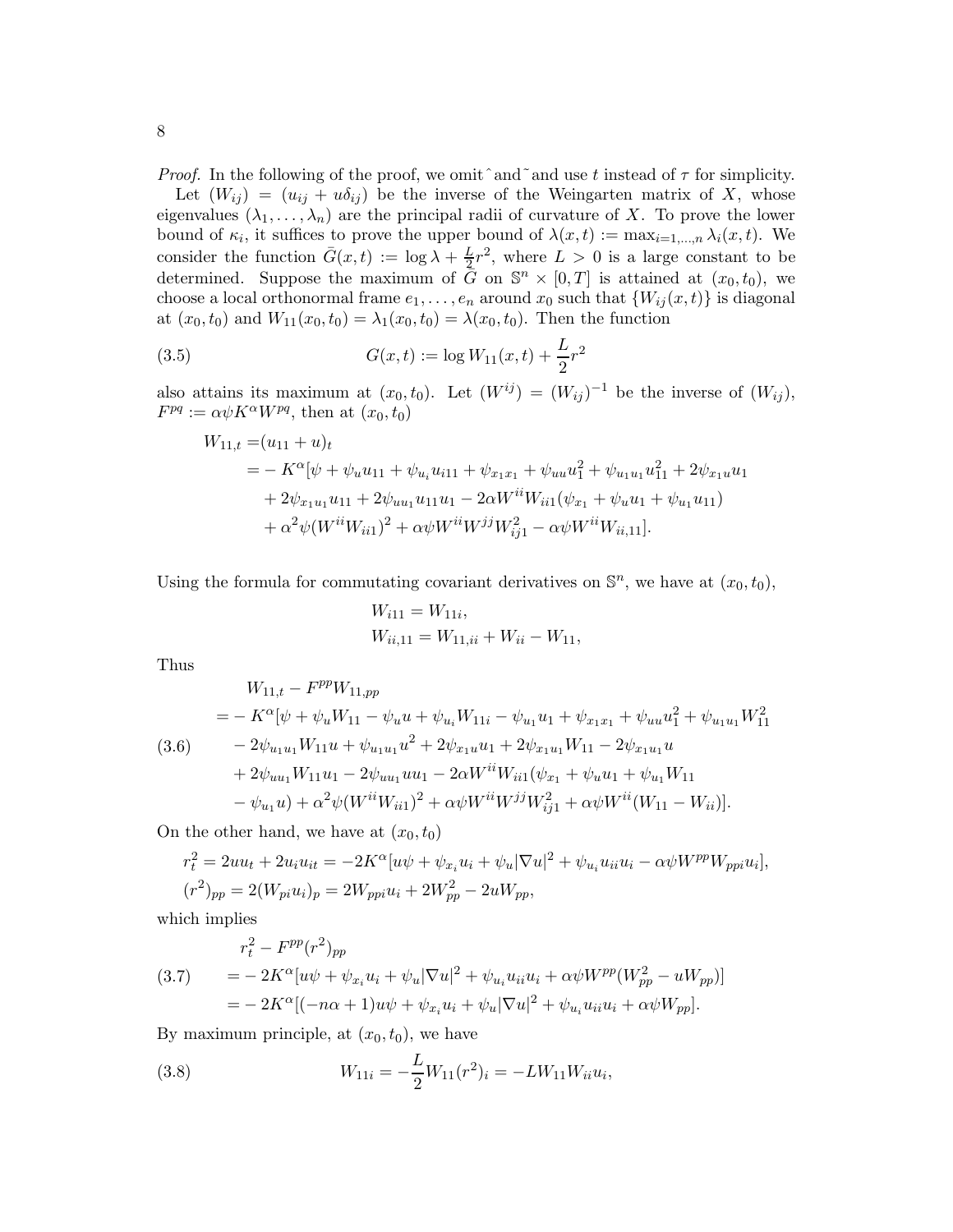*Proof.* In the following of the proof, we omit $\hat{}$ and $\tilde{}$ and use $t$ instead of $\tau$ for simplicity.

Let $(W_{ij}) = (u_{ij} + u\delta_{ij})$ be the inverse of the Weingarten matrix of $X$, whose eigenvalues $(\lambda_1, \ldots, \lambda_n)$ are the principal radii of curvature of $X$. To prove the lower bound of $\kappa_i$, it suffices to prove the upper bound of $\lambda(x,t) := \max_{i=1,\ldots,n} \lambda_i(x,t)$. We consider the function $\bar{G}(x,t) := \log \lambda + \frac{L}{2} r^2$, where $L > 0$ is a large constant to be determined. Suppose the maximum of $\bar{G}$ on $\mathbb{S}^n \times [0,T]$ is attained at $(x_0, t_0)$, we choose a local orthonormal frame $e_1, \ldots, e_n$ around $x_0$ such that $\{W_{ij}(x,t)\}$ is diagonal at $(x_0,t_0)$ and $W_{11}(x_0,t_0) = \lambda_1(x_0,t_0) = \lambda(x_0,t_0)$. Then the function

$$G(x,t) := \log W_{11}(x,t) + \frac{L}{2} r^2 \tag{3.5}$$

also attains its maximum at $(x_0,t_0)$. Let $(W^{ij}) = (W_{ij})^{-1}$ be the inverse of $(W_{ij})$, $F^{pq} := \alpha\psi K^\alpha W^{pq}$, then at $(x_0,t_0)$

$$\begin{aligned}
W_{11,t} =& (u_{11} + u)_t \\
=& -K^\alpha[\psi + \psi_u u_{11} + \psi_{u_i} u_{i11} + \psi_{x_1x_1} + \psi_{uu} u_1^2 + \psi_{u_1u_1} u_{11}^2 + 2\psi_{x_1 u} u_1 \\
&+ 2\psi_{x_1u_1} u_{11} + 2\psi_{uu_1} u_{11} u_1 - 2\alpha W^{ii} W_{ii1}(\psi_{x_1} + \psi_u u_1 + \psi_{u_1} u_{11}) \\
&+ \alpha^2 \psi (W^{ii} W_{ii1})^2 + \alpha\psi W^{ii} W^{jj} W_{ij1}^2 - \alpha\psi W^{ii} W_{ii,11}].
\end{aligned}$$

Using the formula for commutating covariant derivatives on $\mathbb{S}^n$, we have at $(x_0,t_0)$,

$$\begin{aligned}
W_{i11} &= W_{11i}, \\
W_{ii,11} &= W_{11,ii} + W_{ii} - W_{11},
\end{aligned}$$

Thus

$$\begin{aligned}
& W_{11,t} - F^{pp} W_{11,pp} \\
=& -K^\alpha[\psi + \psi_u W_{11} - \psi_u u + \psi_{u_i} W_{11i} - \psi_{u_1} u_1 + \psi_{x_1x_1} + \psi_{uu} u_1^2 + \psi_{u_1u_1} W_{11}^2 \\
& - 2\psi_{u_1u_1} W_{11} u + \psi_{u_1u_1} u^2 + 2\psi_{x_1u} u_1 + 2\psi_{x_1u_1} W_{11} - 2\psi_{x_1u_1} u \\
& + 2\psi_{uu_1} W_{11} u_1 - 2\psi_{uu_1} u u_1 - 2\alpha W^{ii} W_{ii1}(\psi_{x_1} + \psi_u u_1 + \psi_{u_1} W_{11} \\
& - \psi_{u_1} u) + \alpha^2 \psi (W^{ii} W_{ii1})^2 + \alpha\psi W^{ii} W^{jj} W_{ij1}^2 + \alpha\psi W^{ii}(W_{11} - W_{ii})].
\end{aligned} \tag{3.6}$$

On the other hand, we have at $(x_0,t_0)$

$$\begin{aligned}
r_t^2 &= 2uu_t + 2u_i u_{it} = -2K^\alpha[u\psi + \psi_{x_i} u_i + \psi_u |\nabla u|^2 + \psi_{u_i} u_{ii} u_i - \alpha\psi W^{pp} W_{ppi} u_i], \\
(r^2)_{pp} &= 2(W_{pi} u_i)_p = 2W_{ppi} u_i + 2W_{pp}^2 - 2uW_{pp},
\end{aligned}$$

which implies

$$\begin{aligned}
& r_t^2 - F^{pp}(r^2)_{pp} \\
=& -2K^\alpha[u\psi + \psi_{x_i} u_i + \psi_u |\nabla u|^2 + \psi_{u_i} u_{ii} u_i + \alpha\psi W^{pp}(W_{pp}^2 - uW_{pp})] \\
=& -2K^\alpha[(-n\alpha + 1)u\psi + \psi_{x_i} u_i + \psi_u |\nabla u|^2 + \psi_{u_i} u_{ii} u_i + \alpha\psi W_{pp}].
\end{aligned} \tag{3.7}$$

By maximum principle, at $(x_0,t_0)$, we have

$$W_{11i} = -\frac{L}{2} W_{11}(r^2)_i = -LW_{11} W_{ii} u_i, \tag{3.8}$$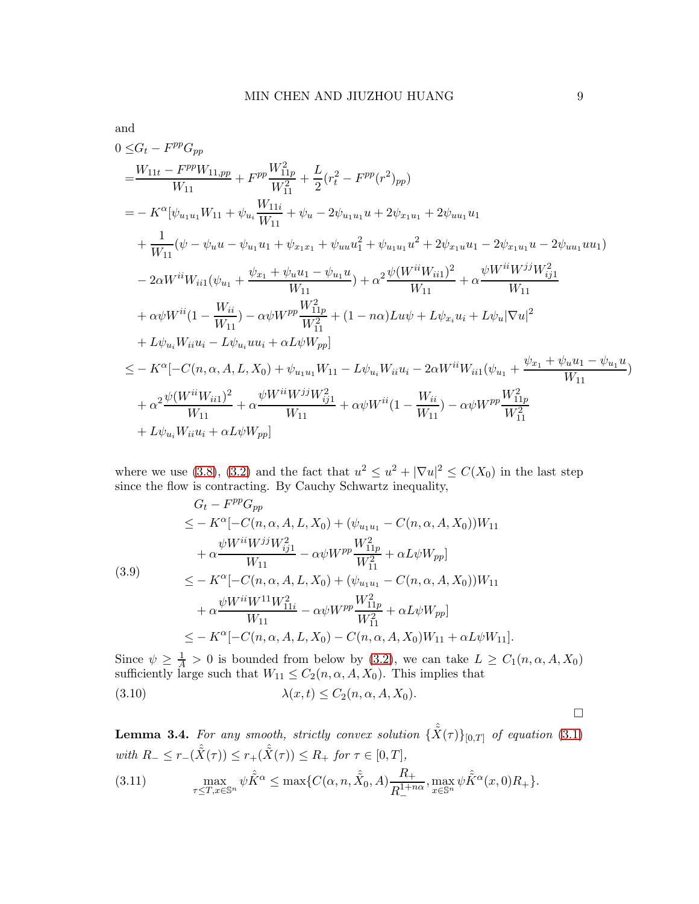and

$$
\begin{aligned}
0 \leq & G_t - F^{pp}G_{pp} \\
= & \frac{W_{11t} - F^{pp}W_{11,pp}}{W_{11}} + F^{pp}\frac{W_{11p}^2}{W_{11}^2} + \frac{L}{2}(r_t^2 - F^{pp}(r^2)_{pp}) \\
= & - K^{\alpha}[\psi_{u_1u_1}W_{11} + \psi_{u_i}\frac{W_{11i}}{W_{11}} + \psi_u - 2\psi_{u_1u_1}u + 2\psi_{x_1u_1} + 2\psi_{uu_1}u_1 \\
& + \frac{1}{W_{11}}(\psi - \psi_u u - \psi_{u_1}u_1 + \psi_{x_1x_1} + \psi_{uu}u_1^2 + \psi_{u_1u_1}u^2 + 2\psi_{x_1u}u_1 - 2\psi_{x_1u_1}u - 2\psi_{uu_1}uu_1) \\
& - 2\alpha W^{ii}W_{ii1}(\psi_{u_1} + \frac{\psi_{x_1} + \psi_u u_1 - \psi_{u_1}u}{W_{11}}) + \alpha^2\frac{\psi(W^{ii}W_{ii1})^2}{W_{11}} + \alpha\frac{\psi W^{ii}W^{jj}W_{ij1}^2}{W_{11}} \\
& + \alpha\psi W^{ii}(1 - \frac{W_{ii}}{W_{11}}) - \alpha\psi W^{pp}\frac{W_{11p}^2}{W_{11}^2} + (1-n\alpha)Lu\psi + L\psi_{x_i}u_i + L\psi_u|\nabla u|^2 \\
& + L\psi_{u_i}W_{ii}u_i - L\psi_{u_i}uu_i + \alpha L\psi W_{pp}] \\
\leq & - K^{\alpha}[-C(n,\alpha,A,L,X_0) + \psi_{u_1u_1}W_{11} - L\psi_{u_i}W_{ii}u_i - 2\alpha W^{ii}W_{ii1}(\psi_{u_1} + \frac{\psi_{x_1} + \psi_u u_1 - \psi_{u_1}u}{W_{11}}) \\
& + \alpha^2\frac{\psi(W^{ii}W_{ii1})^2}{W_{11}} + \alpha\frac{\psi W^{ii}W^{jj}W_{ij1}^2}{W_{11}} + \alpha\psi W^{ii}(1 - \frac{W_{ii}}{W_{11}}) - \alpha\psi W^{pp}\frac{W_{11p}^2}{W_{11}^2} \\
& + L\psi_{u_i}W_{ii}u_i + \alpha L\psi W_{pp}]
\end{aligned}
$$

where we use (3.8), (3.2) and the fact that $u^2 \leq u^2 + |\nabla u|^2 \leq C(X_0)$ in the last step since the flow is contracting. By Cauchy Schwartz inequality,

$$
\begin{aligned}
& G_t - F^{pp}G_{pp} \\
\leq & - K^{\alpha}[-C(n,\alpha,A,L,X_0) + (\psi_{u_1u_1} - C(n,\alpha,A,X_0))W_{11} \\
& + \alpha\frac{\psi W^{ii}W^{jj}W_{ij1}^2}{W_{11}} - \alpha\psi W^{pp}\frac{W_{11p}^2}{W_{11}^2} + \alpha L\psi W_{pp}] \\
\leq & - K^{\alpha}[-C(n,\alpha,A,L,X_0) + (\psi_{u_1u_1} - C(n,\alpha,A,X_0))W_{11} \\
& + \alpha\frac{\psi W^{ii}W^{11}W_{11i}^2}{W_{11}} - \alpha\psi W^{pp}\frac{W_{11p}^2}{W_{11}^2} + \alpha L\psi W_{pp}] \\
\leq & - K^{\alpha}[-C(n,\alpha,A,L,X_0) - C(n,\alpha,A,X_0)W_{11} + \alpha L\psi W_{11}].
\end{aligned}
\tag{3.9}
$$

Since $\psi \geq \frac{1}{A} > 0$ is bounded from below by (3.2), we can take $L \geq C_1(n,\alpha,A,X_0)$ sufficiently large such that $W_{11} \leq C_2(n,\alpha,A,X_0)$. This implies that

$$
\lambda(x,t) \leq C_2(n,\alpha,A,X_0). \tag{3.10}
$$

□

**Lemma 3.4.** *For any smooth, strictly convex solution $\{\hat{\tilde{X}}(\tau)\}_{[0,T]}$ of equation (3.1) with $R_- \leq r_-(\hat{\tilde{X}}(\tau)) \leq r_+(\hat{\tilde{X}}(\tau)) \leq R_+$ for $\tau \in [0,T]$,*

$$
\max_{\tau \leq T, x \in \mathbb{S}^n} \psi\hat{\tilde{K}}^{\alpha} \leq \max\{C(\alpha,n,\hat{\tilde{X}}_0,A)\frac{R_+}{R_-^{1+n\alpha}}, \max_{x\in\mathbb{S}^n}\psi\hat{\tilde{K}}^{\alpha}(x,0)R_+\}. \tag{3.11}
$$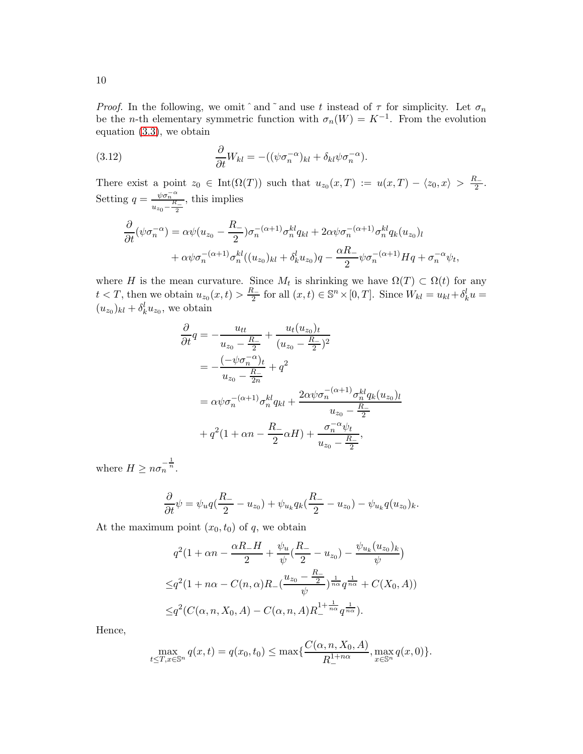*Proof.* In the following, we omit ˆ and ˜ and use $t$ instead of $\tau$ for simplicity. Let $\sigma_n$ be the $n$-th elementary symmetric function with $\sigma_n(W) = K^{-1}$. From the evolution equation (3.3), we obtain

$$\frac{\partial}{\partial t} W_{kl} = -((\psi \sigma_n^{-\alpha})_{kl} + \delta_{kl}\psi\sigma_n^{-\alpha}). \tag{3.12}$$

There exist a point $z_0 \in \mathrm{Int}(\Omega(T))$ such that $u_{z_0}(x,T) := u(x,T) - \langle z_0, x\rangle > \frac{R_-}{2}$. Setting $q = \frac{\psi\sigma_n^{-\alpha}}{u_{z_0} - \frac{R_-}{2}}$, this implies

$$\begin{aligned}
\frac{\partial}{\partial t}(\psi\sigma_n^{-\alpha}) =& \alpha\psi(u_{z_0} - \frac{R_-}{2})\sigma_n^{-(\alpha+1)}\sigma_n^{kl} q_{kl} + 2\alpha\psi\sigma_n^{-(\alpha+1)}\sigma_n^{kl} q_k (u_{z_0})_l \\
&+ \alpha\psi\sigma_n^{-(\alpha+1)}\sigma_n^{kl}((u_{z_0})_{kl} + \delta_k^l u_{z_0})q - \frac{\alpha R_-}{2}\psi\sigma_n^{-(\alpha+1)} H q + \sigma_n^{-\alpha}\psi_t,
\end{aligned}$$

where $H$ is the mean curvature. Since $M_t$ is shrinking we have $\Omega(T) \subset \Omega(t)$ for any $t < T$, then we obtain $u_{z_0}(x,t) > \frac{R_-}{2}$ for all $(x,t) \in \mathbb{S}^n \times [0,T]$. Since $W_{kl} = u_{kl} + \delta_k^l u = (u_{z_0})_{kl} + \delta_k^l u_{z_0}$, we obtain

$$\begin{aligned}
\frac{\partial}{\partial t} q =& -\frac{u_{tt}}{u_{z_0} - \frac{R_-}{2}} + \frac{u_t (u_{z_0})_t}{(u_{z_0} - \frac{R_-}{2})^2} \\
=& -\frac{(-\psi\sigma_n^{-\alpha})_t}{u_{z_0} - \frac{R_-}{2n}} + q^2 \\
=& \alpha\psi\sigma_n^{-(\alpha+1)}\sigma_n^{kl} q_{kl} + \frac{2\alpha\psi\sigma_n^{-(\alpha+1)}\sigma_n^{kl} q_k (u_{z_0})_l}{u_{z_0} - \frac{R_-}{2}} \\
&+ q^2(1 + \alpha n - \frac{R_-}{2}\alpha H) + \frac{\sigma_n^{-\alpha}\psi_t}{u_{z_0} - \frac{R_-}{2}},
\end{aligned}$$

where $H \geq n\sigma_n^{-\frac{1}{n}}$.

$$\frac{\partial}{\partial t}\psi = \psi_u q(\frac{R_-}{2} - u_{z_0}) + \psi_{u_k} q_k (\frac{R_-}{2} - u_{z_0}) - \psi_{u_k} q (u_{z_0})_k.$$

At the maximum point $(x_0, t_0)$ of $q$, we obtain

$$\begin{aligned}
& q^2(1 + \alpha n - \frac{\alpha R_- H}{2} + \frac{\psi_u}{\psi}(\frac{R_-}{2} - u_{z_0}) - \frac{\psi_{u_k}(u_{z_0})_k}{\psi}) \\
\leq & q^2(1 + n\alpha - C(n,\alpha) R_- (\frac{u_{z_0} - \frac{R_-}{2}}{\psi})^{\frac{1}{n\alpha}} q^{\frac{1}{n\alpha}} + C(X_0, A)) \\
\leq & q^2(C(\alpha, n, X_0, A) - C(\alpha, n, A) R_-^{1+\frac{1}{n\alpha}} q^{\frac{1}{n\alpha}}).
\end{aligned}$$

Hence,

$$\max_{t \leq T, x \in \mathbb{S}^n} q(x,t) = q(x_0, t_0) \leq \max\{\frac{C(\alpha, n, X_0, A)}{R_-^{1+n\alpha}}, \max_{x \in \mathbb{S}^n} q(x, 0)\}.$$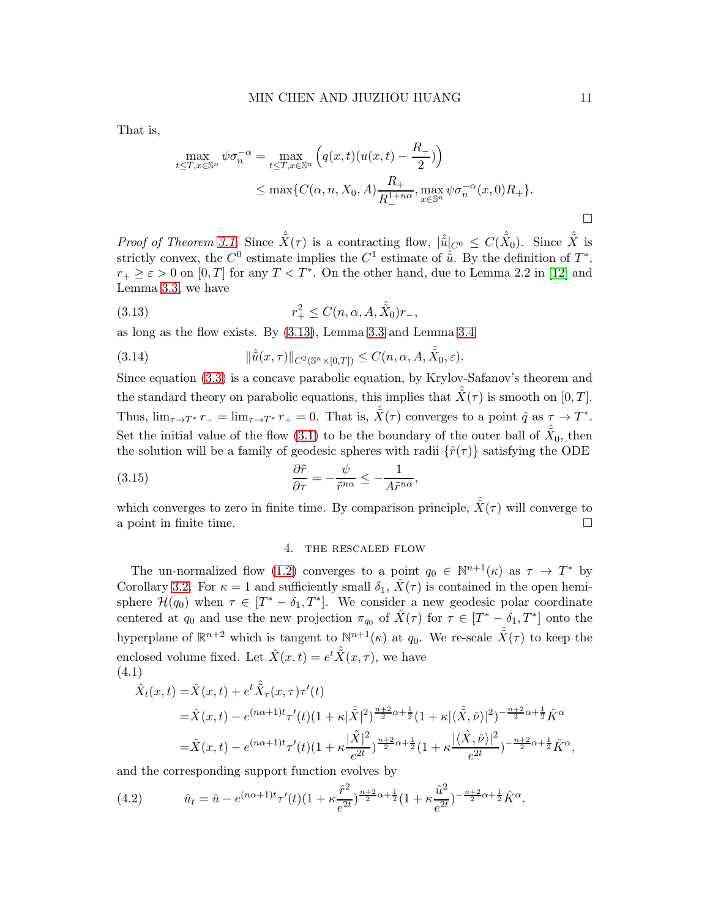That is,

$$\max_{t\leq T, x\in\mathbb{S}^n}\psi\sigma_n^{-\alpha} = \max_{t\leq T, x\in\mathbb{S}^n}\Big(q(x,t)(u(x,t)-\frac{R_-}{2})\Big)$$
$$\leq \max\{C(\alpha,n,X_0,A)\frac{R_+}{R_-^{1+n\alpha}}, \max_{x\in\mathbb{S}^n}\psi\sigma_n^{-\alpha}(x,0)R_+\}.$$

∎

*Proof of Theorem 3.1.* Since $\hat{\tilde{X}}(\tau)$ is a contracting flow, $|\hat{\tilde{u}}|_{C^0} \leq C(\hat{\tilde{X}}_0)$. Since $\hat{\tilde{X}}$ is strictly convex, the $C^0$ estimate implies the $C^1$ estimate of $\hat{\tilde{u}}$. By the definition of $T^*$, $r_+ \geq \varepsilon > 0$ on $[0,T]$ for any $T < T^*$. On the other hand, due to Lemma 2.2 in [12] and Lemma 3.3, we have

$$r_+^2 \leq C(n,\alpha,A,\hat{\tilde{X}}_0)r_-, \tag{3.13}$$

as long as the flow exists. By (3.13), Lemma 3.3 and Lemma 3.4

$$\|\hat{\tilde{u}}(x,\tau)\|_{C^2(\mathbb{S}^n\times[0,T])} \leq C(n,\alpha,A,\hat{\tilde{X}}_0,\varepsilon). \tag{3.14}$$

Since equation (3.3) is a concave parabolic equation, by Krylov-Safanov's theorem and the standard theory on parabolic equations, this implies that $\hat{\tilde{X}}(\tau)$ is smooth on $[0,T]$. Thus, $\lim_{\tau\to T^*} r_- = \lim_{\tau\to T^*} r_+ = 0$. That is, $\hat{\tilde{X}}(\tau)$ converges to a point $\hat{q}$ as $\tau \to T^*$. Set the initial value of the flow (3.1) to be the boundary of the outer ball of $\hat{\tilde{X}}_0$, then the solution will be a family of geodesic spheres with radii $\{\tilde{r}(\tau)\}$ satisfying the ODE

$$\frac{\partial \tilde{r}}{\partial \tau} = -\frac{\psi}{\tilde{r}^{n\alpha}} \leq -\frac{1}{A\tilde{r}^{n\alpha}}, \tag{3.15}$$

which converges to zero in finite time. By comparison principle, $\hat{\tilde{X}}(\tau)$ will converge to a point in finite time. ∎

## 4. The rescaled flow

The un-normalized flow (1.2) converges to a point $q_0 \in \mathbb{N}^{n+1}(\kappa)$ as $\tau \to T^*$ by Corollary 3.2. For $\kappa = 1$ and sufficiently small $\delta_1$, $\tilde{X}(\tau)$ is contained in the open hemisphere $\mathcal{H}(q_0)$ when $\tau \in [T^* - \delta_1, T^*]$. We consider a new geodesic polar coordinate centered at $q_0$ and use the new projection $\pi_{q_0}$ of $\tilde{X}(\tau)$ for $\tau \in [T^*-\delta_1, T^*]$ onto the hyperplane of $\mathbb{R}^{n+2}$ which is tangent to $\mathbb{N}^{n+1}(\kappa)$ at $q_0$. We re-scale $\hat{\tilde{X}}(\tau)$ to keep the enclosed volume fixed. Let $\hat{X}(x,t) = e^t\hat{\tilde{X}}(x,\tau)$, we have

$$\begin{aligned}
\hat{X}_t(x,t) =&\hat{X}(x,t) + e^t\hat{\tilde{X}}_\tau(x,\tau)\tau'(t)\\
=&\hat{X}(x,t) - e^{(n\alpha+1)t}\tau'(t)(1+\kappa|\hat{\tilde{X}}|^2)^{\frac{n+2}{2}\alpha+\frac{1}{2}}(1+\kappa|\langle\hat{\tilde{X}},\hat{\nu}\rangle|^2)^{-\frac{n+2}{2}\alpha+\frac{1}{2}}\hat{K}^\alpha\\
=&\hat{X}(x,t) - e^{(n\alpha+1)t}\tau'(t)(1+\kappa\frac{|\hat{X}|^2}{e^{2t}})^{\frac{n+2}{2}\alpha+\frac{1}{2}}(1+\kappa\frac{|\langle\hat{X},\hat{\nu}\rangle|^2}{e^{2t}})^{-\frac{n+2}{2}\alpha+\frac{1}{2}}\hat{K}^\alpha,
\end{aligned} \tag{4.1}$$

and the corresponding support function evolves by

$$\hat{u}_t = \hat{u} - e^{(n\alpha+1)t}\tau'(t)(1+\kappa\frac{\hat{r}^2}{e^{2t}})^{\frac{n+2}{2}\alpha+\frac{1}{2}}(1+\kappa\frac{\hat{u}^2}{e^{2t}})^{-\frac{n+2}{2}\alpha+\frac{1}{2}}\hat{K}^\alpha. \tag{4.2}$$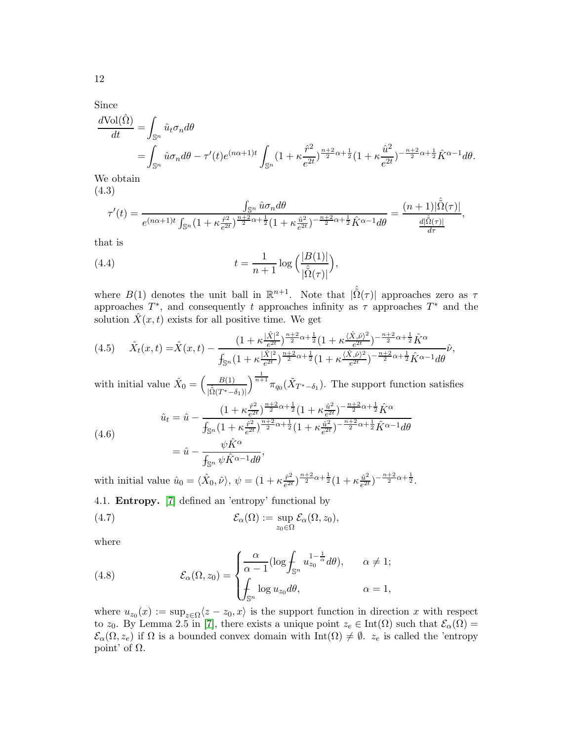Since

$$
\begin{aligned}
\frac{d\mathrm{Vol}(\hat{\Omega})}{dt} &= \int_{\mathbb{S}^n} \hat{u}_t \sigma_n d\theta \\
&= \int_{\mathbb{S}^n} \hat{u}\sigma_n d\theta - \tau'(t) e^{(n\alpha+1)t} \int_{\mathbb{S}^n} (1+\kappa \frac{\hat{r}^2}{e^{2t}})^{\frac{n+2}{2}\alpha+\frac{1}{2}} (1+\kappa\frac{\hat{u}^2}{e^{2t}})^{-\frac{n+2}{2}\alpha+\frac{1}{2}} \hat{K}^{\alpha-1} d\theta.
\end{aligned}
$$

We obtain

(4.3)
$$
\tau'(t) = \frac{\int_{\mathbb{S}^n} \hat{u}\sigma_n d\theta}{e^{(n\alpha+1)t}\int_{\mathbb{S}^n}(1+\kappa\frac{\hat{r}^2}{e^{2t}})^{\frac{n+2}{2}\alpha+\frac{1}{2}}(1+\kappa\frac{\hat{u}^2}{e^{2t}})^{-\frac{n+2}{2}\alpha+\frac{1}{2}}\hat{K}^{\alpha-1}d\theta} = \frac{(n+1)|\hat{\tilde{\Omega}}(\tau)|}{\frac{d|\hat{\tilde{\Omega}}(\tau)|}{d\tau}},
$$

that is

$$
t = \frac{1}{n+1}\log\Big(\frac{|B(1)|}{|\hat{\tilde{\Omega}}(\tau)|}\Big), \tag{4.4}
$$

where $B(1)$ denotes the unit ball in $\mathbb{R}^{n+1}$. Note that $|\hat{\tilde{\Omega}}(\tau)|$ approaches zero as $\tau$ approaches $T^*$, and consequently $t$ approaches infinity as $\tau$ approaches $T^*$ and the solution $\hat{X}(x,t)$ exists for all positive time. We get

$$
\hat{X}_t(x,t) = \hat{X}(x,t) - \frac{(1+\kappa\frac{|\hat{X}|^2}{e^{2t}})^{\frac{n+2}{2}\alpha+\frac{1}{2}}(1+\kappa\frac{\langle\hat{X},\hat{\nu}\rangle^2}{e^{2t}})^{-\frac{n+2}{2}\alpha+\frac{1}{2}}\hat{K}^{\alpha}}{⨍_{\mathbb{S}^n}(1+\kappa\frac{|\hat{X}|^2}{e^{2t}})^{\frac{n+2}{2}\alpha+\frac{1}{2}}(1+\kappa\frac{\langle\hat{X},\hat{\nu}\rangle^2}{e^{2t}})^{-\frac{n+2}{2}\alpha+\frac{1}{2}}\hat{K}^{\alpha-1}d\theta}\hat{\nu}, \tag{4.5}
$$

with initial value $\hat{X}_0 = \Big(\frac{B(1)}{|\hat{\tilde{\Omega}}(T^*-\delta_1)|}\Big)^{\frac{1}{n+1}}\pi_{q_0}(\tilde{X}_{T^*-\delta_1})$. The support function satisfies

(4.6)
$$
\begin{aligned}
\hat{u}_t &= \hat{u} - \frac{(1+\kappa\frac{\hat{r}^2}{e^{2t}})^{\frac{n+2}{2}\alpha+\frac{1}{2}}(1+\kappa\frac{\hat{u}^2}{e^{2t}})^{-\frac{n+2}{2}\alpha+\frac{1}{2}}\hat{K}^{\alpha}}{⨍_{\mathbb{S}^n}(1+\kappa\frac{\hat{r}^2}{e^{2t}})^{\frac{n+2}{2}\alpha+\frac{1}{2}}(1+\kappa\frac{\hat{u}^2}{e^{2t}})^{-\frac{n+2}{2}\alpha+\frac{1}{2}}\hat{K}^{\alpha-1}d\theta} \\
&= \hat{u} - \frac{\psi\hat{K}^{\alpha}}{⨍_{\mathbb{S}^n}\psi\hat{K}^{\alpha-1}d\theta},
\end{aligned}
$$

with initial value $\hat{u}_0 = \langle\hat{X}_0,\hat{\nu}\rangle$, $\psi = (1+\kappa\frac{\hat{r}^2}{e^{2t}})^{\frac{n+2}{2}\alpha+\frac{1}{2}}(1+\kappa\frac{\hat{u}^2}{e^{2t}})^{-\frac{n+2}{2}\alpha+\frac{1}{2}}$.

4.1. **Entropy.** [7] defined an 'entropy' functional by

$$
\mathcal{E}_\alpha(\Omega) := \sup_{z_0\in\Omega}\mathcal{E}_\alpha(\Omega,z_0), \tag{4.7}
$$

where

$$
\mathcal{E}_\alpha(\Omega,z_0) = \begin{cases} \dfrac{\alpha}{\alpha-1}(\log ⨍_{\mathbb{S}^n} u_{z_0}^{1-\frac{1}{\alpha}}d\theta), & \alpha\neq 1; \\ ⨍_{\mathbb{S}^n}\log u_{z_0}d\theta, & \alpha = 1, \end{cases} \tag{4.8}
$$

where $u_{z_0}(x) := \sup_{z\in\Omega}\langle z-z_0, x\rangle$ is the support function in direction $x$ with respect to $z_0$. By Lemma 2.5 in [7], there exists a unique point $z_e\in\mathrm{Int}(\Omega)$ such that $\mathcal{E}_\alpha(\Omega) = \mathcal{E}_\alpha(\Omega,z_e)$ if $\Omega$ is a bounded convex domain with $\mathrm{Int}(\Omega)\neq\emptyset$. $z_e$ is called the 'entropy point' of $\Omega$.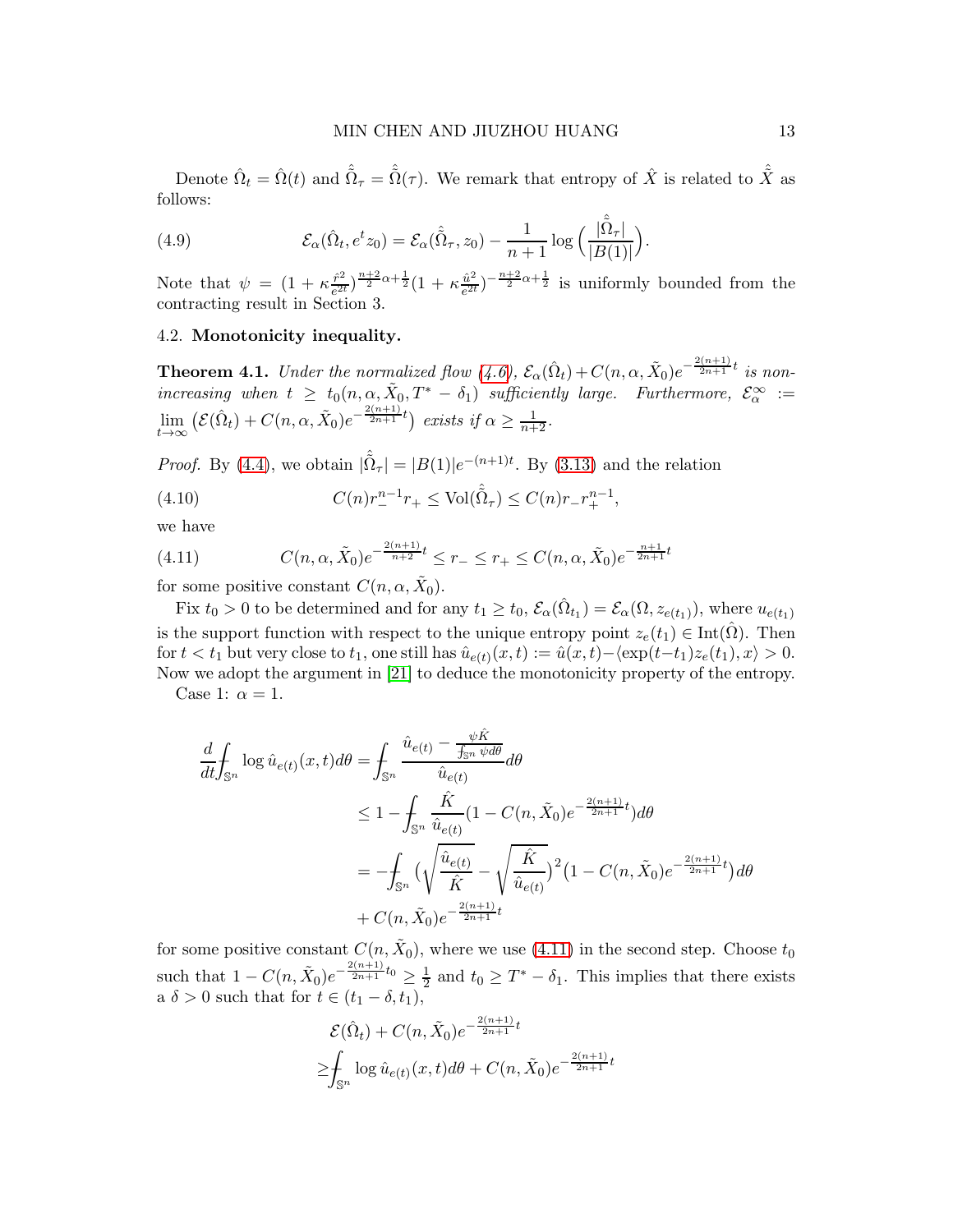Denote $\hat{\Omega}_t = \hat{\Omega}(t)$ and $\hat{\tilde{\Omega}}_\tau = \hat{\tilde{\Omega}}(\tau)$. We remark that entropy of $\hat{X}$ is related to $\hat{\tilde{X}}$ as follows:

$$
\mathcal{E}_\alpha(\hat{\Omega}_t, e^t z_0) = \mathcal{E}_\alpha(\hat{\tilde{\Omega}}_\tau, z_0) - \frac{1}{n+1}\log\Big(\frac{|\hat{\tilde{\Omega}}_\tau|}{|B(1)|}\Big). \tag{4.9}
$$

Note that $\psi = (1+\kappa\frac{\hat{r}^2}{e^{2t}})^{\frac{n+2}{2}\alpha+\frac{1}{2}}(1+\kappa\frac{\hat{u}^2}{e^{2t}})^{-\frac{n+2}{2}\alpha+\frac{1}{2}}$ is uniformly bounded from the contracting result in Section 3.

## 4.2. Monotonicity inequality.

**Theorem 4.1.** *Under the normalized flow (4.6), $\mathcal{E}_\alpha(\hat{\Omega}_t) + C(n,\alpha,\tilde{X}_0)e^{-\frac{2(n+1)}{2n+1}t}$ is non-increasing when $t \geq t_0(n,\alpha,\tilde{X}_0, T^*-\delta_1)$ sufficiently large. Furthermore, $\mathcal{E}_\alpha^\infty := \lim\limits_{t\to\infty}\big(\mathcal{E}(\hat{\Omega}_t) + C(n,\alpha,\tilde{X}_0)e^{-\frac{2(n+1)}{2n+1}t}\big)$ exists if $\alpha \geq \frac{1}{n+2}$.*

*Proof.* By (4.4), we obtain $|\hat{\tilde{\Omega}}_\tau| = |B(1)|e^{-(n+1)t}$. By (3.13) and the relation

$$
C(n)r_-^{n-1}r_+ \leq \mathrm{Vol}(\hat{\tilde{\Omega}}_\tau) \leq C(n)r_- r_+^{n-1}, \tag{4.10}
$$

we have

$$
C(n,\alpha,\tilde{X}_0)e^{-\frac{2(n+1)}{n+2}t} \leq r_- \leq r_+ \leq C(n,\alpha,\tilde{X}_0)e^{-\frac{n+1}{2n+1}t} \tag{4.11}
$$

for some positive constant $C(n,\alpha,\tilde{X}_0)$.

Fix $t_0 > 0$ to be determined and for any $t_1 \geq t_0$, $\mathcal{E}_\alpha(\hat{\Omega}_{t_1}) = \mathcal{E}_\alpha(\Omega, z_{e(t_1)})$, where $u_{e(t_1)}$ is the support function with respect to the unique entropy point $z_e(t_1) \in \mathrm{Int}(\hat{\Omega})$. Then for $t < t_1$ but very close to $t_1$, one still has $\hat{u}_{e(t)}(x,t) := \hat{u}(x,t) - \langle \exp(t-t_1)z_e(t_1), x\rangle > 0$. Now we adopt the argument in [21] to deduce the monotonicity property of the entropy.

Case 1: $\alpha = 1$.

$$
\begin{aligned}
\frac{d}{dt}\fint_{\mathbb{S}^n}\log \hat{u}_{e(t)}(x,t)d\theta &= \fint_{\mathbb{S}^n}\frac{\hat{u}_{e(t)} - \frac{\psi\hat{K}}{\fint_{\mathbb{S}^n}\psi d\theta}}{\hat{u}_{e(t)}}d\theta \\
&\leq 1 - \fint_{\mathbb{S}^n}\frac{\hat{K}}{\hat{u}_{e(t)}}(1 - C(n,\tilde{X}_0)e^{-\frac{2(n+1)}{2n+1}t})d\theta \\
&= -\fint_{\mathbb{S}^n}\Big(\sqrt{\frac{\hat{u}_{e(t)}}{\hat{K}}} - \sqrt{\frac{\hat{K}}{\hat{u}_{e(t)}}}\Big)^2\big(1 - C(n,\tilde{X}_0)e^{-\frac{2(n+1)}{2n+1}t}\big)d\theta \\
&\quad + C(n,\tilde{X}_0)e^{-\frac{2(n+1)}{2n+1}t}
\end{aligned}
$$

for some positive constant $C(n,\tilde{X}_0)$, where we use (4.11) in the second step. Choose $t_0$ such that $1 - C(n,\tilde{X}_0)e^{-\frac{2(n+1)}{2n+1}t_0} \geq \frac{1}{2}$ and $t_0 \geq T^* - \delta_1$. This implies that there exists a $\delta > 0$ such that for $t \in (t_1 - \delta, t_1)$,

$$
\begin{aligned}
&\mathcal{E}(\hat{\Omega}_t) + C(n,\tilde{X}_0)e^{-\frac{2(n+1)}{2n+1}t} \\
\geq &\fint_{\mathbb{S}^n}\log \hat{u}_{e(t)}(x,t)d\theta + C(n,\tilde{X}_0)e^{-\frac{2(n+1)}{2n+1}t}
\end{aligned}
$$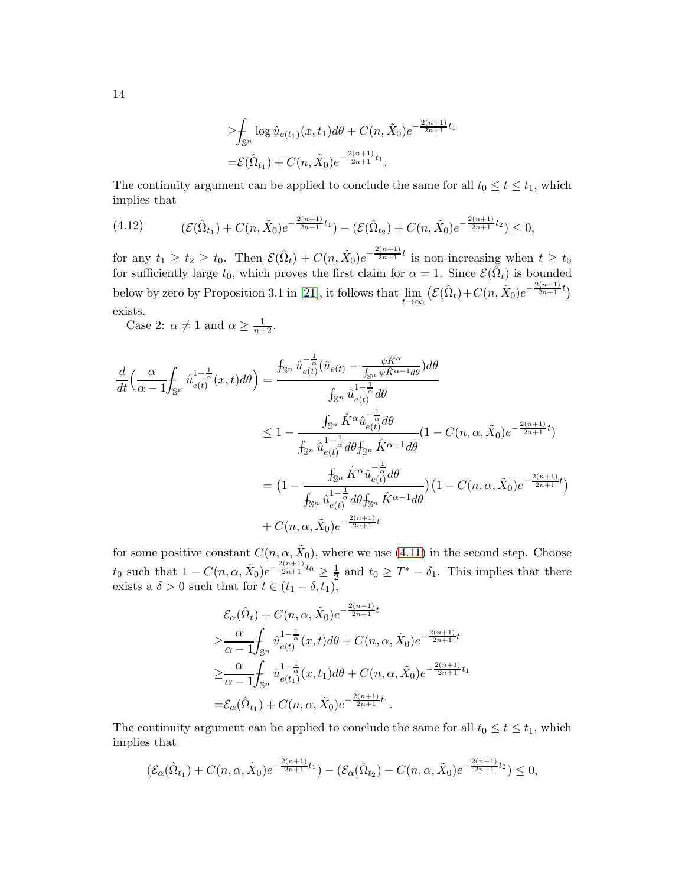$$
\begin{aligned}
&\geq \fint_{\mathbb{S}^n} \log \hat{u}_{e(t_1)}(x,t_1)d\theta + C(n,\tilde{X}_0)e^{-\frac{2(n+1)}{2n+1}t_1} \\
&= \mathcal{E}(\hat{\Omega}_{t_1}) + C(n,\tilde{X}_0)e^{-\frac{2(n+1)}{2n+1}t_1}.
\end{aligned}
$$

The continuity argument can be applied to conclude the same for all $t_0 \leq t \leq t_1$, which implies that

$$
(4.12) \qquad (\mathcal{E}(\hat{\Omega}_{t_1}) + C(n,\tilde{X}_0)e^{-\frac{2(n+1)}{2n+1}t_1}) - (\mathcal{E}(\hat{\Omega}_{t_2}) + C(n,\tilde{X}_0)e^{-\frac{2(n+1)}{2n+1}t_2}) \leq 0,
$$

for any $t_1 \geq t_2 \geq t_0$. Then $\mathcal{E}(\hat{\Omega}_t) + C(n,\tilde{X}_0)e^{-\frac{2(n+1)}{2n+1}t}$ is non-increasing when $t \geq t_0$ for sufficiently large $t_0$, which proves the first claim for $\alpha = 1$. Since $\mathcal{E}(\hat{\Omega}_t)$ is bounded below by zero by Proposition 3.1 in [21], it follows that $\lim_{t\to\infty}\big(\mathcal{E}(\hat{\Omega}_t) + C(n,\tilde{X}_0)e^{-\frac{2(n+1)}{2n+1}t}\big)$ exists.

Case 2: $\alpha \neq 1$ and $\alpha \geq \frac{1}{n+2}$.

$$
\begin{aligned}
\frac{d}{dt}\Big(\frac{\alpha}{\alpha-1}\fint_{\mathbb{S}^n} \hat{u}_{e(t)}^{1-\frac{1}{\alpha}}(x,t)d\theta\Big) &= \frac{\fint_{\mathbb{S}^n} \hat{u}_{e(t)}^{-\frac{1}{\alpha}}(\hat{u}_{e(t)} - \frac{\psi\hat{K}^\alpha}{\fint_{\mathbb{S}^n}\psi\hat{K}^{\alpha-1}d\theta})d\theta}{\fint_{\mathbb{S}^n} \hat{u}_{e(t)}^{1-\frac{1}{\alpha}}d\theta} \\
&\leq 1 - \frac{\fint_{\mathbb{S}^n} \hat{K}^\alpha \hat{u}_{e(t)}^{-\frac{1}{\alpha}}d\theta}{\fint_{\mathbb{S}^n} \hat{u}_{e(t)}^{1-\frac{1}{\alpha}}d\theta \fint_{\mathbb{S}^n}\hat{K}^{\alpha-1}d\theta}(1 - C(n,\alpha,\tilde{X}_0)e^{-\frac{2(n+1)}{2n+1}t}) \\
&= \big(1 - \frac{\fint_{\mathbb{S}^n} \hat{K}^\alpha \hat{u}_{e(t)}^{-\frac{1}{\alpha}}d\theta}{\fint_{\mathbb{S}^n} \hat{u}_{e(t)}^{1-\frac{1}{\alpha}}d\theta \fint_{\mathbb{S}^n}\hat{K}^{\alpha-1}d\theta}\big)\big(1 - C(n,\alpha,\tilde{X}_0)e^{-\frac{2(n+1)}{2n+1}t}\big) \\
&\quad + C(n,\alpha,\tilde{X}_0)e^{-\frac{2(n+1)}{2n+1}t}
\end{aligned}
$$

for some positive constant $C(n,\alpha,\tilde{X}_0)$, where we use (4.11) in the second step. Choose $t_0$ such that $1 - C(n,\alpha,\tilde{X}_0)e^{-\frac{2(n+1)}{2n+1}t_0} \geq \frac{1}{2}$ and $t_0 \geq T^* - \delta_1$. This implies that there exists a $\delta > 0$ such that for $t \in (t_1 - \delta, t_1)$,

$$
\begin{aligned}
&\mathcal{E}_\alpha(\hat{\Omega}_t) + C(n,\alpha,\tilde{X}_0)e^{-\frac{2(n+1)}{2n+1}t} \\
\geq& \frac{\alpha}{\alpha-1}\fint_{\mathbb{S}^n} \hat{u}_{e(t)}^{1-\frac{1}{\alpha}}(x,t)d\theta + C(n,\alpha,\tilde{X}_0)e^{-\frac{2(n+1)}{2n+1}t} \\
\geq& \frac{\alpha}{\alpha-1}\fint_{\mathbb{S}^n} \hat{u}_{e(t_1)}^{1-\frac{1}{\alpha}}(x,t_1)d\theta + C(n,\alpha,\tilde{X}_0)e^{-\frac{2(n+1)}{2n+1}t_1} \\
=& \mathcal{E}_\alpha(\hat{\Omega}_{t_1}) + C(n,\alpha,\tilde{X}_0)e^{-\frac{2(n+1)}{2n+1}t_1}.
\end{aligned}
$$

The continuity argument can be applied to conclude the same for all $t_0 \leq t \leq t_1$, which implies that

$$
(\mathcal{E}_\alpha(\hat{\Omega}_{t_1}) + C(n,\alpha,\tilde{X}_0)e^{-\frac{2(n+1)}{2n+1}t_1}) - (\mathcal{E}_\alpha(\hat{\Omega}_{t_2}) + C(n,\alpha,\tilde{X}_0)e^{-\frac{2(n+1)}{2n+1}t_2}) \leq 0,
$$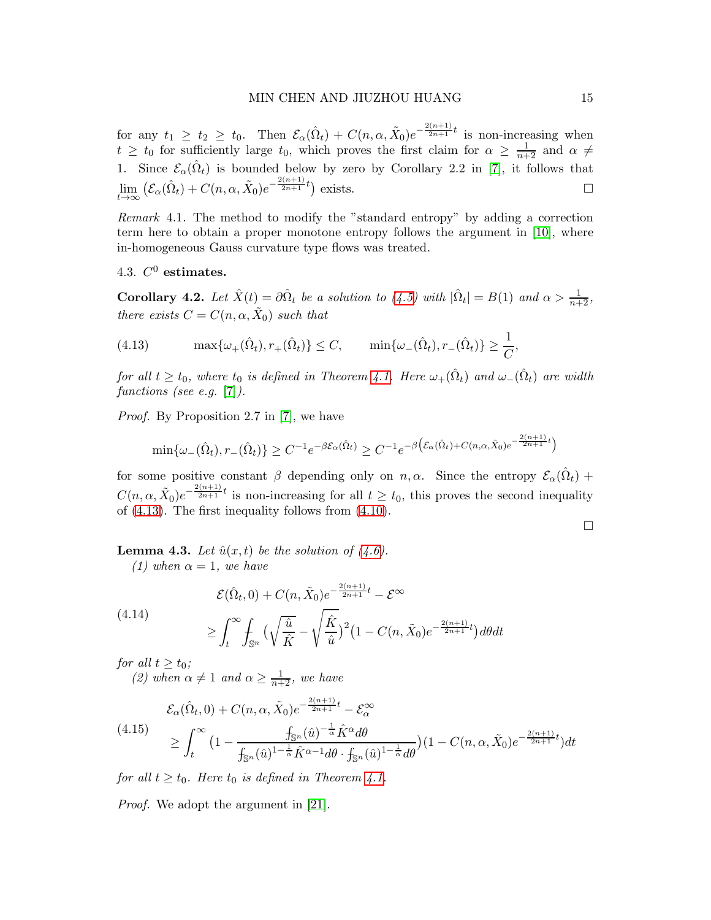for any $t_1 \geq t_2 \geq t_0$. Then $\mathcal{E}_\alpha(\hat{\Omega}_t) + C(n,\alpha,\tilde{X}_0)e^{-\frac{2(n+1)}{2n+1}t}$ is non-increasing when $t \geq t_0$ for sufficiently large $t_0$, which proves the first claim for $\alpha \geq \frac{1}{n+2}$ and $\alpha \neq 1$. Since $\mathcal{E}_\alpha(\hat{\Omega}_t)$ is bounded below by zero by Corollary 2.2 in [7], it follows that $\lim_{t\to\infty}\big(\mathcal{E}_\alpha(\hat{\Omega}_t) + C(n,\alpha,\tilde{X}_0)e^{-\frac{2(n+1)}{2n+1}t}\big)$ exists. □

*Remark* 4.1. The method to modify the "standard entropy" by adding a correction term here to obtain a proper monotone entropy follows the argument in [10], where in-homogeneous Gauss curvature type flows was treated.

### 4.3. $C^0$ estimates.

**Corollary 4.2.** *Let $\hat{X}(t) = \partial\hat{\Omega}_t$ be a solution to (4.5) with $|\hat{\Omega}_t| = B(1)$ and $\alpha > \frac{1}{n+2}$, there exists $C = C(n,\alpha,\tilde{X}_0)$ such that*

$$\max\{\omega_+(\hat{\Omega}_t), r_+(\hat{\Omega}_t)\} \leq C, \qquad \min\{\omega_-(\hat{\Omega}_t), r_-(\hat{\Omega}_t)\} \geq \frac{1}{C}, \tag{4.13}$$

*for all $t \geq t_0$, where $t_0$ is defined in Theorem 4.1. Here $\omega_+(\hat{\Omega}_t)$ and $\omega_-(\hat{\Omega}_t)$ are width functions (see e.g. [7]).*

*Proof.* By Proposition 2.7 in [7], we have

$$\min\{\omega_-(\hat{\Omega}_t), r_-(\hat{\Omega}_t)\} \geq C^{-1}e^{-\beta\mathcal{E}_\alpha(\hat{\Omega}_t)} \geq C^{-1}e^{-\beta\left(\mathcal{E}_\alpha(\hat{\Omega}_t)+C(n,\alpha,\tilde{X}_0)e^{-\frac{2(n+1)}{2n+1}t}\right)}$$

for some positive constant $\beta$ depending only on $n, \alpha$. Since the entropy $\mathcal{E}_\alpha(\hat{\Omega}_t) + C(n,\alpha,\tilde{X}_0)e^{-\frac{2(n+1)}{2n+1}t}$ is non-increasing for all $t \geq t_0$, this proves the second inequality of (4.13). The first inequality follows from (4.10).

□

**Lemma 4.3.** *Let $\hat{u}(x,t)$ be the solution of (4.6).*

*(1) when $\alpha = 1$, we have*

$$\begin{aligned}
&\mathcal{E}(\hat{\Omega}_t, 0) + C(n,\tilde{X}_0)e^{-\frac{2(n+1)}{2n+1}t} - \mathcal{E}^\infty \\
&\geq \int_t^\infty \fint_{\mathbb{S}^n}\Big(\sqrt{\frac{\hat{u}}{\hat{K}}} - \sqrt{\frac{\hat{K}}{\hat{u}}}\Big)^2\big(1 - C(n,\tilde{X}_0)e^{-\frac{2(n+1)}{2n+1}t}\big)d\theta dt
\end{aligned} \tag{4.14}$$

*for all $t \geq t_0$;*

*(2) when $\alpha \neq 1$ and $\alpha \geq \frac{1}{n+2}$, we have*

$$\begin{aligned}
&\mathcal{E}_\alpha(\hat{\Omega}_t, 0) + C(n,\alpha,\tilde{X}_0)e^{-\frac{2(n+1)}{2n+1}t} - \mathcal{E}_\alpha^\infty \\
&\geq \int_t^\infty \Big(1 - \frac{\fint_{\mathbb{S}^n}(\hat{u})^{-\frac{1}{\alpha}}\hat{K}^\alpha d\theta}{\fint_{\mathbb{S}^n}(\hat{u})^{1-\frac{1}{\alpha}}\hat{K}^{\alpha-1}d\theta \cdot \fint_{\mathbb{S}^n}(\hat{u})^{1-\frac{1}{\alpha}}d\theta}\Big)\big(1 - C(n,\alpha,\tilde{X}_0)e^{-\frac{2(n+1)}{2n+1}t}\big)dt
\end{aligned} \tag{4.15}$$

*for all $t \geq t_0$. Here $t_0$ is defined in Theorem 4.1.*

*Proof.* We adopt the argument in [21].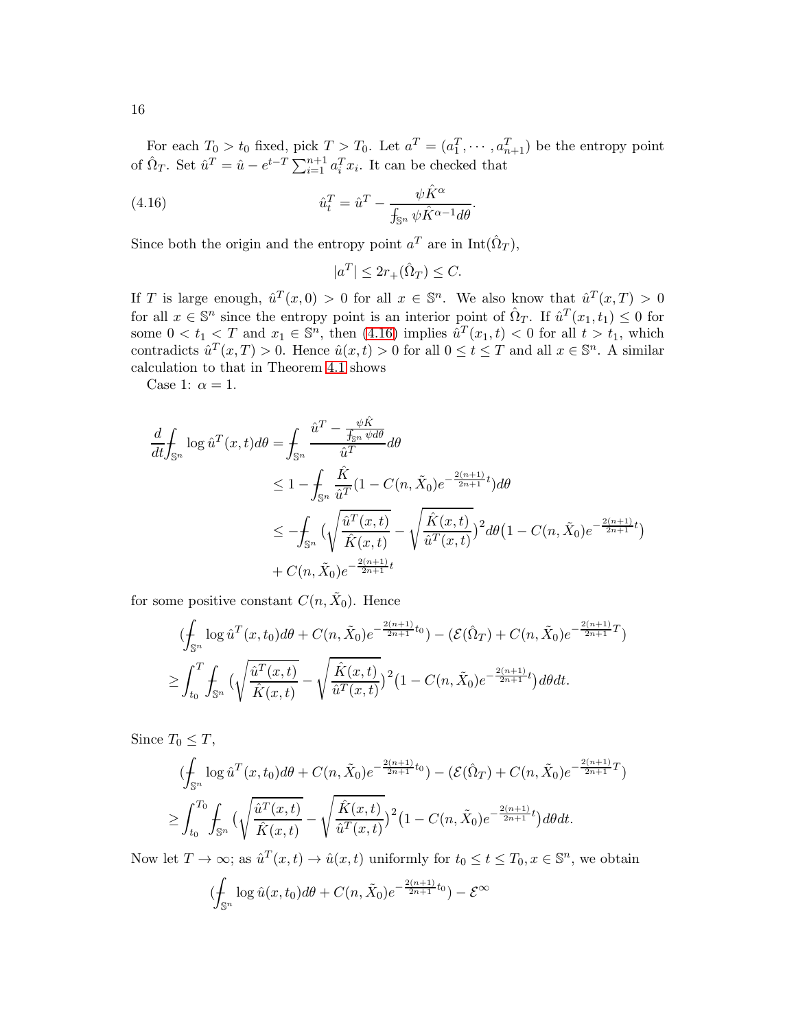For each $T_0 > t_0$ fixed, pick $T > T_0$. Let $a^T = (a_1^T, \cdots, a_{n+1}^T)$ be the entropy point of $\hat{\Omega}_T$. Set $\hat{u}^T = \hat{u} - e^{t-T} \sum_{i=1}^{n+1} a_i^T x_i$. It can be checked that

$$
\hat{u}_t^T = \hat{u}^T - \frac{\psi \hat{K}^\alpha}{\fint_{\mathbb{S}^n} \psi \hat{K}^{\alpha-1} d\theta}. \tag{4.16}
$$

Since both the origin and the entropy point $a^T$ are in $\mathrm{Int}(\hat{\Omega}_T)$,

$$
|a^T| \leq 2r_+(\hat{\Omega}_T) \leq C.
$$

If $T$ is large enough, $\hat{u}^T(x, 0) > 0$ for all $x \in \mathbb{S}^n$. We also know that $\hat{u}^T(x, T) > 0$ for all $x \in \mathbb{S}^n$ since the entropy point is an interior point of $\hat{\Omega}_T$. If $\hat{u}^T(x_1, t_1) \leq 0$ for some $0 < t_1 < T$ and $x_1 \in \mathbb{S}^n$, then (4.16) implies $\hat{u}^T(x_1, t) < 0$ for all $t > t_1$, which contradicts $\hat{u}^T(x, T) > 0$. Hence $\hat{u}(x, t) > 0$ for all $0 \leq t \leq T$ and all $x \in \mathbb{S}^n$. A similar calculation to that in Theorem 4.1 shows

Case 1: $\alpha = 1$.

$$
\begin{aligned}
\frac{d}{dt} \fint_{\mathbb{S}^n} \log \hat{u}^T(x, t) d\theta &= \fint_{\mathbb{S}^n} \frac{\hat{u}^T - \frac{\psi \hat{K}}{\fint_{\mathbb{S}^n} \psi d\theta}}{\hat{u}^T} d\theta \\
&\leq 1 - \fint_{\mathbb{S}^n} \frac{\hat{K}}{\hat{u}^T} (1 - C(n, \tilde{X}_0) e^{-\frac{2(n+1)}{2n+1} t}) d\theta \\
&\leq - \fint_{\mathbb{S}^n} \Big( \sqrt{\frac{\hat{u}^T(x, t)}{\hat{K}(x, t)}} - \sqrt{\frac{\hat{K}(x, t)}{\hat{u}^T(x, t)}} \Big)^2 d\theta \big( 1 - C(n, \tilde{X}_0) e^{-\frac{2(n+1)}{2n+1} t} \big) \\
&\quad + C(n, \tilde{X}_0) e^{-\frac{2(n+1)}{2n+1} t}
\end{aligned}
$$

for some positive constant $C(n, \tilde{X}_0)$. Hence

$$
\begin{aligned}
&\Big( \fint_{\mathbb{S}^n} \log \hat{u}^T(x, t_0) d\theta + C(n, \tilde{X}_0) e^{-\frac{2(n+1)}{2n+1} t_0} \Big) - \Big( \mathcal{E}(\hat{\Omega}_T) + C(n, \tilde{X}_0) e^{-\frac{2(n+1)}{2n+1} T} \Big) \\
\geq & \int_{t_0}^{T} \fint_{\mathbb{S}^n} \Big( \sqrt{\frac{\hat{u}^T(x, t)}{\hat{K}(x, t)}} - \sqrt{\frac{\hat{K}(x, t)}{\hat{u}^T(x, t)}} \Big)^2 \big( 1 - C(n, \tilde{X}_0) e^{-\frac{2(n+1)}{2n+1} t} \big) d\theta dt.
\end{aligned}
$$

Since $T_0 \leq T$,

$$
\begin{aligned}
&\Big( \fint_{\mathbb{S}^n} \log \hat{u}^T(x, t_0) d\theta + C(n, \tilde{X}_0) e^{-\frac{2(n+1)}{2n+1} t_0} \Big) - \Big( \mathcal{E}(\hat{\Omega}_T) + C(n, \tilde{X}_0) e^{-\frac{2(n+1)}{2n+1} T} \Big) \\
\geq & \int_{t_0}^{T_0} \fint_{\mathbb{S}^n} \Big( \sqrt{\frac{\hat{u}^T(x, t)}{\hat{K}(x, t)}} - \sqrt{\frac{\hat{K}(x, t)}{\hat{u}^T(x, t)}} \Big)^2 \big( 1 - C(n, \tilde{X}_0) e^{-\frac{2(n+1)}{2n+1} t} \big) d\theta dt.
\end{aligned}
$$

Now let $T \to \infty$; as $\hat{u}^T(x, t) \to \hat{u}(x, t)$ uniformly for $t_0 \leq t \leq T_0, x \in \mathbb{S}^n$, we obtain

$$
\Big( \fint_{\mathbb{S}^n} \log \hat{u}(x, t_0) d\theta + C(n, \tilde{X}_0) e^{-\frac{2(n+1)}{2n+1} t_0} \Big) - \mathcal{E}^\infty
$$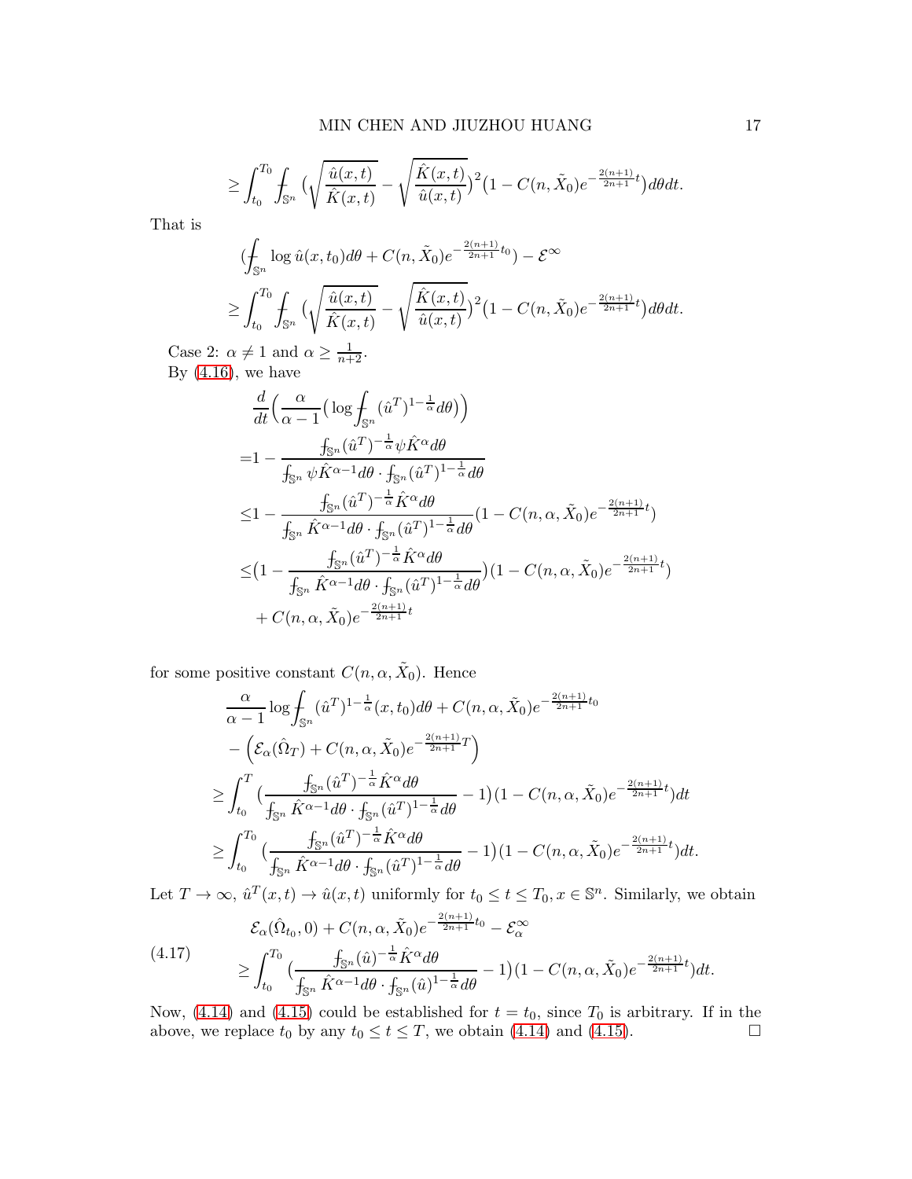$$\geq \int_{t_0}^{T_0} \fint_{\mathbb{S}^n} \big(\sqrt{\frac{\hat{u}(x,t)}{\hat{K}(x,t)}} - \sqrt{\frac{\hat{K}(x,t)}{\hat{u}(x,t)}}\big)^2 \big(1 - C(n, \tilde{X}_0) e^{-\frac{2(n+1)}{2n+1}t}\big) d\theta dt.$$

That is

$$\begin{aligned}
&\big(\fint_{\mathbb{S}^n} \log \hat{u}(x,t_0) d\theta + C(n,\tilde{X}_0) e^{-\frac{2(n+1)}{2n+1}t_0}\big) - \mathcal{E}^\infty \\
\geq &\int_{t_0}^{T_0} \fint_{\mathbb{S}^n} \big(\sqrt{\frac{\hat{u}(x,t)}{\hat{K}(x,t)}} - \sqrt{\frac{\hat{K}(x,t)}{\hat{u}(x,t)}}\big)^2 \big(1 - C(n, \tilde{X}_0) e^{-\frac{2(n+1)}{2n+1}t}\big) d\theta dt.
\end{aligned}$$

Case 2: $\alpha \neq 1$ and $\alpha \geq \frac{1}{n+2}$.

By (4.16), we have

$$\begin{aligned}
&\frac{d}{dt}\Big(\frac{\alpha}{\alpha-1}\big(\log \fint_{\mathbb{S}^n} (\hat{u}^T)^{1-\frac{1}{\alpha}} d\theta\big)\Big) \\
=&1 - \frac{\fint_{\mathbb{S}^n} (\hat{u}^T)^{-\frac{1}{\alpha}} \psi \hat{K}^\alpha d\theta}{\fint_{\mathbb{S}^n} \psi \hat{K}^{\alpha-1} d\theta \cdot \fint_{\mathbb{S}^n} (\hat{u}^T)^{1-\frac{1}{\alpha}} d\theta} \\
\leq&1 - \frac{\fint_{\mathbb{S}^n} (\hat{u}^T)^{-\frac{1}{\alpha}} \hat{K}^\alpha d\theta}{\fint_{\mathbb{S}^n} \hat{K}^{\alpha-1} d\theta \cdot \fint_{\mathbb{S}^n} (\hat{u}^T)^{1-\frac{1}{\alpha}} d\theta} (1 - C(n,\alpha,\tilde{X}_0) e^{-\frac{2(n+1)}{2n+1}t}) \\
\leq&\big(1 - \frac{\fint_{\mathbb{S}^n} (\hat{u}^T)^{-\frac{1}{\alpha}} \hat{K}^\alpha d\theta}{\fint_{\mathbb{S}^n} \hat{K}^{\alpha-1} d\theta \cdot \fint_{\mathbb{S}^n} (\hat{u}^T)^{1-\frac{1}{\alpha}} d\theta}\big) (1 - C(n,\alpha,\tilde{X}_0) e^{-\frac{2(n+1)}{2n+1}t}) \\
&+ C(n,\alpha,\tilde{X}_0) e^{-\frac{2(n+1)}{2n+1}t}
\end{aligned}$$

for some positive constant $C(n, \alpha, \tilde{X}_0)$. Hence

$$\begin{aligned}
&\frac{\alpha}{\alpha-1} \log \fint_{\mathbb{S}^n} (\hat{u}^T)^{1-\frac{1}{\alpha}}(x,t_0) d\theta + C(n,\alpha,\tilde{X}_0) e^{-\frac{2(n+1)}{2n+1}t_0} \\
&- \Big(\mathcal{E}_\alpha(\hat{\Omega}_T) + C(n,\alpha,\tilde{X}_0) e^{-\frac{2(n+1)}{2n+1}T}\Big) \\
\geq&\int_{t_0}^{T} \big(\frac{\fint_{\mathbb{S}^n} (\hat{u}^T)^{-\frac{1}{\alpha}} \hat{K}^\alpha d\theta}{\fint_{\mathbb{S}^n} \hat{K}^{\alpha-1} d\theta \cdot \fint_{\mathbb{S}^n} (\hat{u}^T)^{1-\frac{1}{\alpha}} d\theta} - 1\big)(1 - C(n,\alpha,\tilde{X}_0) e^{-\frac{2(n+1)}{2n+1}t}) dt \\
\geq&\int_{t_0}^{T_0} \big(\frac{\fint_{\mathbb{S}^n} (\hat{u}^T)^{-\frac{1}{\alpha}} \hat{K}^\alpha d\theta}{\fint_{\mathbb{S}^n} \hat{K}^{\alpha-1} d\theta \cdot \fint_{\mathbb{S}^n} (\hat{u}^T)^{1-\frac{1}{\alpha}} d\theta} - 1\big)(1 - C(n,\alpha,\tilde{X}_0) e^{-\frac{2(n+1)}{2n+1}t}) dt.
\end{aligned}$$

Let $T \to \infty$, $\hat{u}^T(x,t) \to \hat{u}(x,t)$ uniformly for $t_0 \leq t \leq T_0, x \in \mathbb{S}^n$. Similarly, we obtain

$$\begin{aligned}
&\mathcal{E}_\alpha(\hat{\Omega}_{t_0}, 0) + C(n,\alpha,\tilde{X}_0) e^{-\frac{2(n+1)}{2n+1}t_0} - \mathcal{E}_\alpha^\infty \\
\geq&\int_{t_0}^{T_0} \big(\frac{\fint_{\mathbb{S}^n} (\hat{u})^{-\frac{1}{\alpha}} \hat{K}^\alpha d\theta}{\fint_{\mathbb{S}^n} \hat{K}^{\alpha-1} d\theta \cdot \fint_{\mathbb{S}^n} (\hat{u})^{1-\frac{1}{\alpha}} d\theta} - 1\big)(1 - C(n,\alpha,\tilde{X}_0) e^{-\frac{2(n+1)}{2n+1}t}) dt.
\end{aligned} \tag{4.17}$$

Now, (4.14) and (4.15) could be established for $t = t_0$, since $T_0$ is arbitrary. If in the above, we replace $t_0$ by any $t_0 \leq t \leq T$, we obtain (4.14) and (4.15). $\square$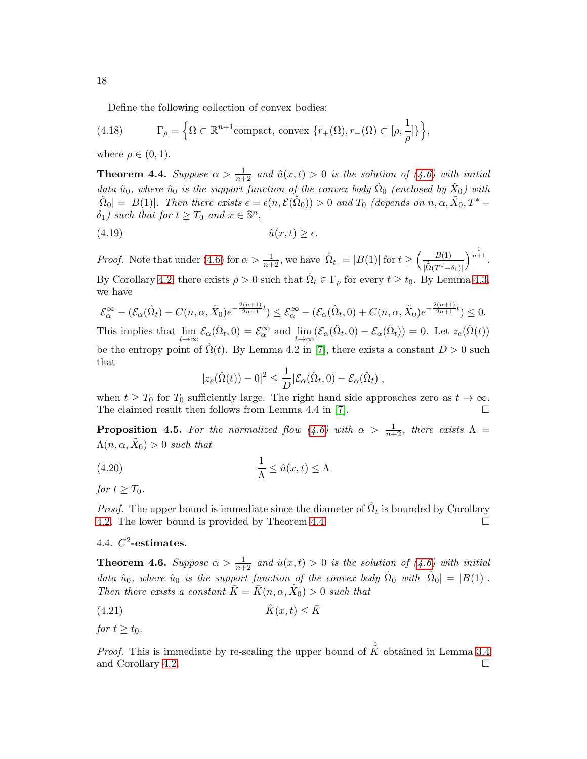Define the following collection of convex bodies:

$$\Gamma_\rho = \Big\{\Omega \subset \mathbb{R}^{n+1}\text{compact, convex}\Big|\{r_+(\Omega), r_-(\Omega) \subset [\rho, \frac{1}{\rho}]\}\Big\}, \tag{4.18}$$

where $\rho \in (0, 1)$.

**Theorem 4.4.** *Suppose $\alpha > \frac{1}{n+2}$ and $\hat{u}(x,t) > 0$ is the solution of (4.6) with initial data $\hat{u}_0$, where $\hat{u}_0$ is the support function of the convex body $\hat{\Omega}_0$ (enclosed by $\hat{X}_0$) with $|\hat{\Omega}_0| = |B(1)|$. Then there exists $\epsilon = \epsilon(n, \mathcal{E}(\hat{\Omega}_0)) > 0$ and $T_0$ (depends on $n, \alpha, \tilde{X}_0, T^* - \delta_1$) such that for $t \geq T_0$ and $x \in \mathbb{S}^n$,*

$$\hat{u}(x,t) \geq \epsilon. \tag{4.19}$$

*Proof.* Note that under (4.6) for $\alpha > \frac{1}{n+2}$, we have $|\hat{\Omega}_t| = |B(1)|$ for $t \geq \Big(\frac{B(1)}{|\hat{\tilde{\Omega}}(T^*-\delta_1)|}\Big)^{\frac{1}{n+1}}$. By Corollary 4.2, there exists $\rho > 0$ such that $\hat{\Omega}_t \in \Gamma_\rho$ for every $t \geq t_0$. By Lemma 4.3, we have

$$\mathcal{E}_\alpha^\infty - (\mathcal{E}_\alpha(\hat{\Omega}_t) + C(n,\alpha,\tilde{X}_0)e^{-\frac{2(n+1)}{2n+1}t}) \leq \mathcal{E}_\alpha^\infty - (\mathcal{E}_\alpha(\hat{\Omega}_t, 0) + C(n,\alpha,\tilde{X}_0)e^{-\frac{2(n+1)}{2n+1}t}) \leq 0.$$

This implies that $\lim_{t\to\infty} \mathcal{E}_\alpha(\hat{\Omega}_t, 0) = \mathcal{E}_\alpha^\infty$ and $\lim_{t\to\infty}(\mathcal{E}_\alpha(\hat{\Omega}_t, 0) - \mathcal{E}_\alpha(\hat{\Omega}_t)) = 0$. Let $z_e(\hat{\Omega}(t))$ be the entropy point of $\hat{\Omega}(t)$. By Lemma 4.2 in [7], there exists a constant $D > 0$ such that

$$|z_e(\hat{\Omega}(t)) - 0|^2 \leq \frac{1}{D}|\mathcal{E}_\alpha(\hat{\Omega}_t, 0) - \mathcal{E}_\alpha(\hat{\Omega}_t)|,$$

when $t \geq T_0$ for $T_0$ sufficiently large. The right hand side approaches zero as $t \to \infty$. The claimed result then follows from Lemma 4.4 in [7]. $\square$

**Proposition 4.5.** *For the normalized flow (4.6) with $\alpha > \frac{1}{n+2}$, there exists $\Lambda = \Lambda(n, \alpha, \tilde{X}_0) > 0$ such that*

$$\frac{1}{\Lambda} \leq \hat{u}(x,t) \leq \Lambda \tag{4.20}$$

*for $t \geq T_0$.*

*Proof.* The upper bound is immediate since the diameter of $\hat{\Omega}_t$ is bounded by Corollary 4.2. The lower bound is provided by Theorem 4.4. $\square$

### 4.4. $C^2$-estimates.

**Theorem 4.6.** *Suppose $\alpha > \frac{1}{n+2}$ and $\hat{u}(x,t) > 0$ is the solution of (4.6) with initial data $\hat{u}_0$, where $\hat{u}_0$ is the support function of the convex body $\hat{\Omega}_0$ with $|\hat{\Omega}_0| = |B(1)|$. Then there exists a constant $\bar{K} = \bar{K}(n, \alpha, \tilde{X}_0) > 0$ such that*

$$\hat{K}(x,t) \leq \bar{K} \tag{4.21}$$

*for $t \geq t_0$.*

*Proof.* This is immediate by re-scaling the upper bound of $\hat{\tilde{K}}$ obtained in Lemma 3.4 and Corollary 4.2. $\square$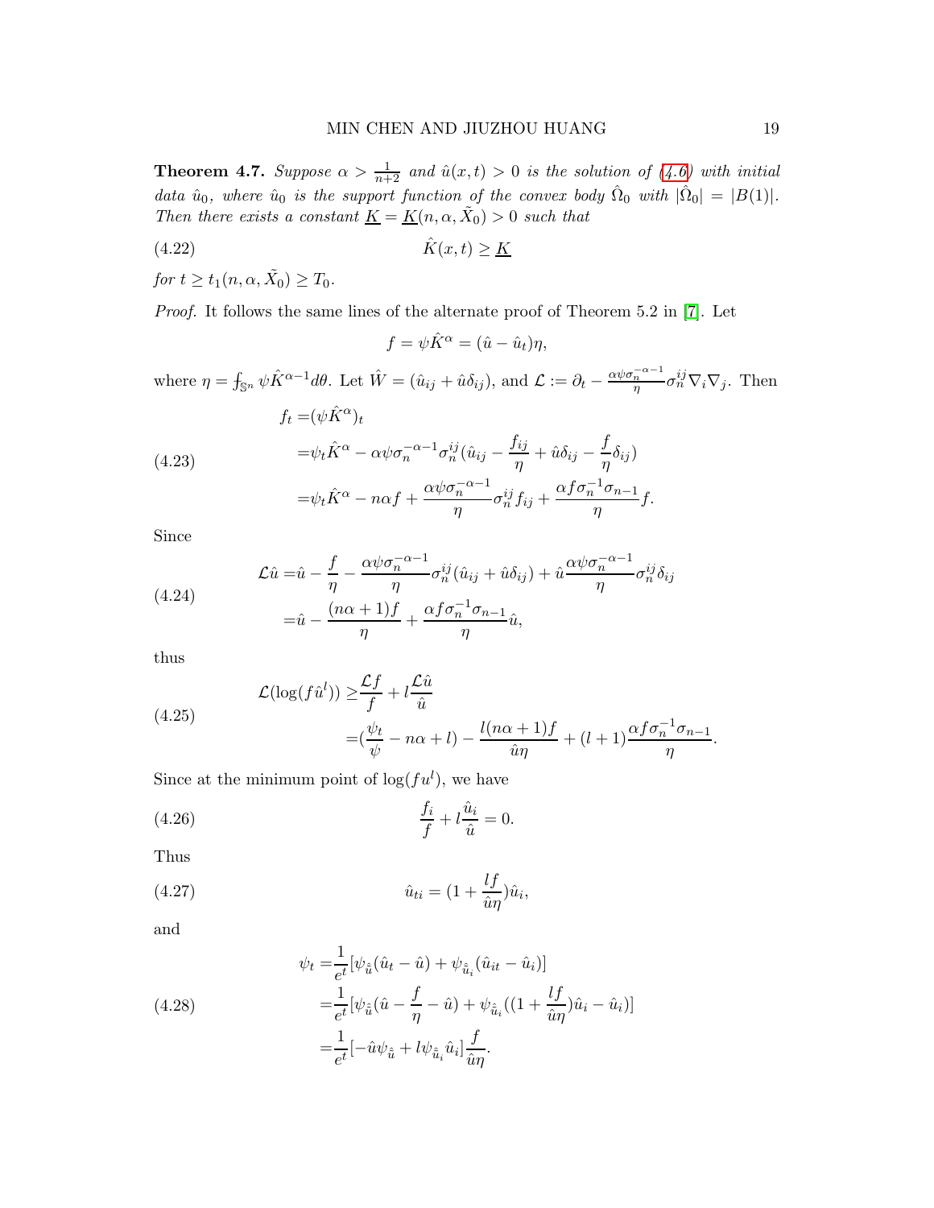**Theorem 4.7.** *Suppose $\alpha > \frac{1}{n+2}$ and $\hat{u}(x,t) > 0$ is the solution of (4.6) with initial data $\hat{u}_0$, where $\hat{u}_0$ is the support function of the convex body $\hat{\Omega}_0$ with $|\hat{\Omega}_0| = |B(1)|$. Then there exists a constant $\underline{K} = \underline{K}(n, \alpha, \tilde{X}_0) > 0$ such that*

$$\hat{K}(x,t) \geq \underline{K} \tag{4.22}$$

*for $t \geq t_1(n, \alpha, \tilde{X}_0) \geq T_0$.*

*Proof.* It follows the same lines of the alternate proof of Theorem 5.2 in [7]. Let

$$f = \psi \hat{K}^{\alpha} = (\hat{u} - \hat{u}_t)\eta,$$

where $\eta = ⨍_{\mathbb{S}^n} \psi \hat{K}^{\alpha - 1} d\theta$. Let $\hat{W} = (\hat{u}_{ij} + \hat{u}\delta_{ij})$, and $\mathcal{L} := \partial_t - \frac{\alpha \psi \sigma_n^{-\alpha-1}}{\eta} \sigma_n^{ij} \nabla_i \nabla_j$. Then

$$\begin{aligned} f_t =& (\psi \hat{K}^{\alpha})_t \\ =& \psi_t \hat{K}^{\alpha} - \alpha \psi \sigma_n^{-\alpha-1} \sigma_n^{ij} (\hat{u}_{ij} - \frac{f_{ij}}{\eta} + \hat{u}\delta_{ij} - \frac{f}{\eta}\delta_{ij}) \\ =& \psi_t \hat{K}^{\alpha} - n\alpha f + \frac{\alpha \psi \sigma_n^{-\alpha-1}}{\eta} \sigma_n^{ij} f_{ij} + \frac{\alpha f \sigma_n^{-1} \sigma_{n-1}}{\eta} f. \end{aligned} \tag{4.23}$$

Since

$$\begin{aligned} \mathcal{L}\hat{u} =& \hat{u} - \frac{f}{\eta} - \frac{\alpha \psi \sigma_n^{-\alpha-1}}{\eta} \sigma_n^{ij} (\hat{u}_{ij} + \hat{u}\delta_{ij}) + \hat{u} \frac{\alpha \psi \sigma_n^{-\alpha-1}}{\eta} \sigma_n^{ij} \delta_{ij} \\ =& \hat{u} - \frac{(n\alpha + 1) f}{\eta} + \frac{\alpha f \sigma_n^{-1} \sigma_{n-1}}{\eta} \hat{u}, \end{aligned} \tag{4.24}$$

thus

$$\begin{aligned} \mathcal{L}(\log(f \hat{u}^l)) \geq & \frac{\mathcal{L}f}{f} + l \frac{\mathcal{L}\hat{u}}{\hat{u}} \\ =& (\frac{\psi_t}{\psi} - n\alpha + l) - \frac{l(n\alpha+1)f}{\hat{u}\eta} + (l+1) \frac{\alpha f \sigma_n^{-1} \sigma_{n-1}}{\eta}. \end{aligned} \tag{4.25}$$

Since at the minimum point of $\log(f u^l)$, we have

$$\frac{f_i}{f} + l \frac{\hat{u}_i}{\hat{u}} = 0. \tag{4.26}$$

Thus

$$\hat{u}_{ti} = (1 + \frac{lf}{\hat{u}\eta}) \hat{u}_i, \tag{4.27}$$

and

$$\begin{aligned} \psi_t =& \frac{1}{e^t} [\psi_{\hat{\hat{u}}} (\hat{u}_t - \hat{u}) + \psi_{\hat{\hat{u}}_i} (\hat{u}_{it} - \hat{u}_i)] \\ =& \frac{1}{e^t} [\psi_{\hat{\hat{u}}} (\hat{u} - \frac{f}{\eta} - \hat{u}) + \psi_{\hat{\hat{u}}_i} ((1 + \frac{lf}{\hat{u}\eta}) \hat{u}_i - \hat{u}_i)] \\ =& \frac{1}{e^t} [-\hat{u}\psi_{\hat{\hat{u}}} + l \psi_{\hat{\hat{u}}_i} \hat{u}_i] \frac{f}{\hat{u}\eta}. \end{aligned} \tag{4.28}$$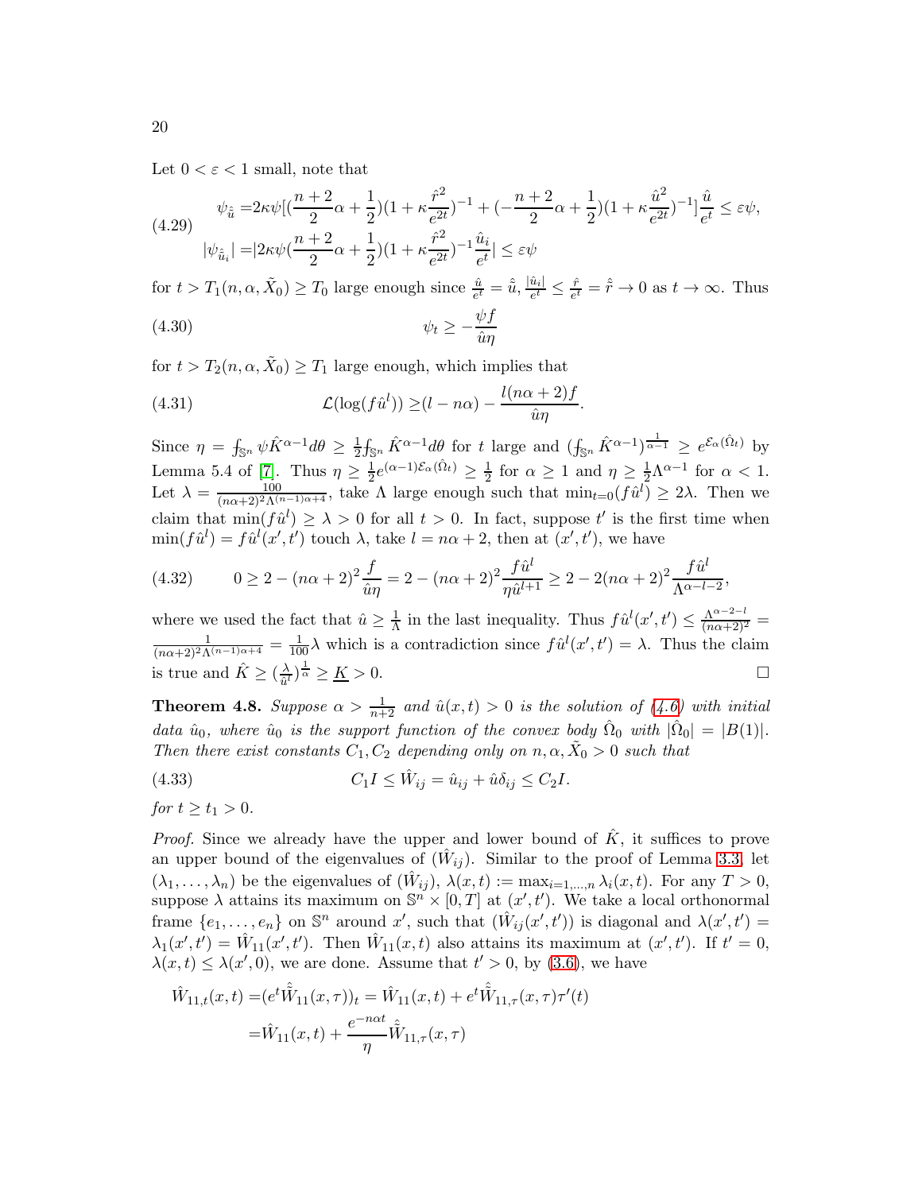Let $0 < \varepsilon < 1$ small, note that

$$
\begin{aligned}
\psi_{\hat{\tilde{u}}} =& 2\kappa\psi[(\frac{n+2}{2}\alpha + \frac{1}{2})(1+\kappa\frac{\hat{r}^2}{e^{2t}})^{-1} + (-\frac{n+2}{2}\alpha + \frac{1}{2})(1+\kappa\frac{\hat{u}^2}{e^{2t}})^{-1}]\frac{\hat{u}}{e^t} \le \varepsilon\psi, \\
|\psi_{\hat{\tilde{u}}_i}| =& |2\kappa\psi(\frac{n+2}{2}\alpha + \frac{1}{2})(1+\kappa\frac{\hat{r}^2}{e^{2t}})^{-1}\frac{\hat{u}_i}{e^t}| \le \varepsilon\psi
\end{aligned}
\tag{4.29}
$$

for $t > T_1(n, \alpha, \tilde{X}_0) \ge T_0$ large enough since $\frac{\hat{u}}{e^t} = \hat{\tilde{u}}$, $\frac{|\hat{u}_i|}{e^t} \le \frac{\hat{r}}{e^t} = \hat{\tilde{r}} \to 0$ as $t \to \infty$. Thus

$$
\psi_t \ge -\frac{\psi f}{\hat{u}\eta} \tag{4.30}
$$

for $t > T_2(n, \alpha, \tilde{X}_0) \ge T_1$ large enough, which implies that

$$
\mathcal{L}(\log(f\hat{u}^l)) \ge (l - n\alpha) - \frac{l(n\alpha+2)f}{\hat{u}\eta}. \tag{4.31}
$$

Since $\eta = ⨍_{\mathbb{S}^n} \psi \hat{K}^{\alpha-1}d\theta \ge \frac{1}{2}⨍_{\mathbb{S}^n} \hat{K}^{\alpha-1}d\theta$ for $t$ large and $(⨍_{\mathbb{S}^n} \hat{K}^{\alpha-1})^{\frac{1}{\alpha-1}} \ge e^{\mathcal{E}_\alpha(\hat{\Omega}_t)}$ by Lemma 5.4 of [7]. Thus $\eta \ge \frac{1}{2}e^{(\alpha-1)\mathcal{E}_\alpha(\hat{\Omega}_t)} \ge \frac{1}{2}$ for $\alpha \ge 1$ and $\eta \ge \frac{1}{2}\Lambda^{\alpha-1}$ for $\alpha < 1$. Let $\lambda = \frac{100}{(n\alpha+2)^2\Lambda^{(n-1)\alpha+4}}$, take $\Lambda$ large enough such that $\min_{t=0}(f\hat{u}^l) \ge 2\lambda$. Then we claim that $\min(f\hat{u}^l) \ge \lambda > 0$ for all $t > 0$. In fact, suppose $t'$ is the first time when $\min(f\hat{u}^l) = f\hat{u}^l(x', t')$ touch $\lambda$, take $l = n\alpha + 2$, then at $(x', t')$, we have

$$
0 \ge 2 - (n\alpha+2)^2\frac{f}{\hat{u}\eta} = 2 - (n\alpha+2)^2\frac{f\hat{u}^l}{\eta\hat{u}^{l+1}} \ge 2 - 2(n\alpha+2)^2\frac{f\hat{u}^l}{\Lambda^{\alpha-l-2}}, \tag{4.32}
$$

where we used the fact that $\hat{u} \ge \frac{1}{\Lambda}$ in the last inequality. Thus $f\hat{u}^l(x', t') \le \frac{\Lambda^{\alpha-2-l}}{(n\alpha+2)^2} = \frac{1}{(n\alpha+2)^2\Lambda^{(n-1)\alpha+4}} = \frac{1}{100}\lambda$ which is a contradiction since $f\hat{u}^l(x', t') = \lambda$. Thus the claim is true and $\hat{K} \ge (\frac{\lambda}{\hat{u}^l})^{\frac{1}{\alpha}} \ge \underline{K} > 0$. $\square$

**Theorem 4.8.** *Suppose $\alpha > \frac{1}{n+2}$ and $\hat{u}(x,t) > 0$ is the solution of (4.6) with initial data $\hat{u}_0$, where $\hat{u}_0$ is the support function of the convex body $\hat{\Omega}_0$ with $|\hat{\Omega}_0| = |B(1)|$. Then there exist constants $C_1, C_2$ depending only on $n, \alpha, \tilde{X}_0 > 0$ such that*

$$
C_1 I \le \hat{W}_{ij} = \hat{u}_{ij} + \hat{u}\delta_{ij} \le C_2 I. \tag{4.33}
$$

*for $t \ge t_1 > 0$.*

*Proof.* Since we already have the upper and lower bound of $\hat{K}$, it suffices to prove an upper bound of the eigenvalues of $(\hat{W}_{ij})$. Similar to the proof of Lemma 3.3, let $(\lambda_1, \dots, \lambda_n)$ be the eigenvalues of $(\hat{W}_{ij})$, $\lambda(x,t) := \max_{i=1,\dots,n}\lambda_i(x,t)$. For any $T > 0$, suppose $\lambda$ attains its maximum on $\mathbb{S}^n \times [0, T]$ at $(x', t')$. We take a local orthonormal frame $\{e_1, \dots, e_n\}$ on $\mathbb{S}^n$ around $x'$, such that $(\hat{W}_{ij}(x', t'))$ is diagonal and $\lambda(x', t') = \lambda_1(x', t') = \hat{W}_{11}(x', t')$. Then $\hat{W}_{11}(x,t)$ also attains its maximum at $(x', t')$. If $t' = 0$, $\lambda(x,t) \le \lambda(x', 0)$, we are done. Assume that $t' > 0$, by (3.6), we have

$$
\begin{aligned}
\hat{W}_{11,t}(x,t) =& (e^t\hat{\tilde{W}}_{11}(x,\tau))_t = \hat{W}_{11}(x,t) + e^t\hat{\tilde{W}}_{11,\tau}(x,\tau)\tau'(t) \\
=& \hat{W}_{11}(x,t) + \frac{e^{-n\alpha t}}{\eta}\hat{\tilde{W}}_{11,\tau}(x,\tau)
\end{aligned}
$$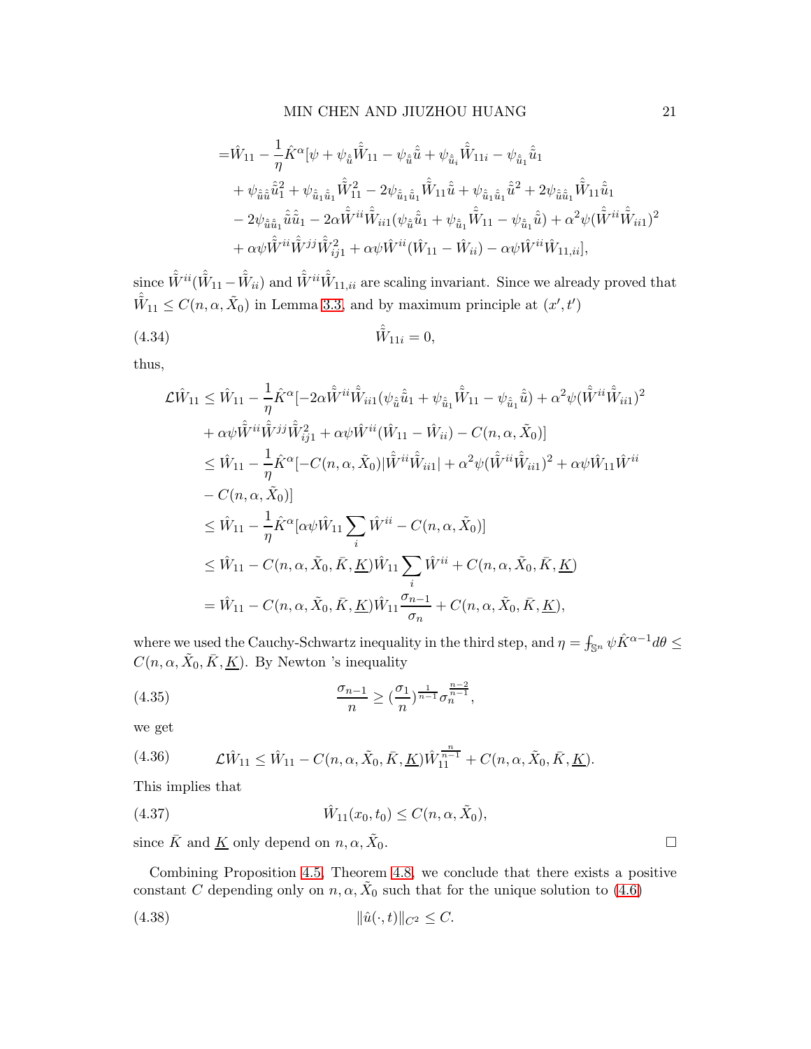$$
\begin{aligned}
=&\hat{W}_{11} - \frac{1}{\eta}\hat{K}^{\alpha}[\psi + \psi_{\hat{\tilde{u}}}\hat{\tilde{W}}_{11} - \psi_{\hat{\tilde{u}}}\hat{\tilde{u}} + \psi_{\hat{\tilde{u}}_i}\hat{\tilde{W}}_{11i} - \psi_{\hat{\tilde{u}}_1}\hat{\tilde{u}}_1 \\
&+ \psi_{\hat{\tilde{u}}\hat{\tilde{u}}}\hat{\tilde{u}}_1^2 + \psi_{\hat{\tilde{u}}_1\hat{\tilde{u}}_1}\hat{\tilde{W}}_{11}^2 - 2\psi_{\hat{\tilde{u}}_1\hat{\tilde{u}}_1}\hat{\tilde{W}}_{11}\hat{\tilde{u}} + \psi_{\hat{\tilde{u}}_1\hat{\tilde{u}}_1}\hat{\tilde{u}}^2 + 2\psi_{\hat{\tilde{u}}\hat{\tilde{u}}_1}\hat{\tilde{W}}_{11}\hat{\tilde{u}}_1 \\
&- 2\psi_{\hat{\tilde{u}}\hat{\tilde{u}}_1}\hat{\tilde{u}}\hat{\tilde{u}}_1 - 2\alpha\hat{\tilde{W}}^{ii}\hat{\tilde{W}}_{ii1}(\psi_{\hat{\tilde{u}}}\hat{\tilde{u}}_1 + \psi_{\hat{\tilde{u}}_1}\hat{\tilde{W}}_{11} - \psi_{\hat{\tilde{u}}_1}\hat{\tilde{u}}) + \alpha^2\psi(\hat{\tilde{W}}^{ii}\hat{\tilde{W}}_{ii1})^2 \\
&+ \alpha\psi\hat{\tilde{W}}^{ii}\hat{\tilde{W}}^{jj}\hat{\tilde{W}}_{ij1}^2 + \alpha\psi\hat{W}^{ii}(\hat{W}_{11} - \hat{W}_{ii}) - \alpha\psi\hat{W}^{ii}\hat{W}_{11,ii}],
\end{aligned}
$$

since $\hat{\tilde{W}}^{ii}(\hat{\tilde{W}}_{11} - \hat{\tilde{W}}_{ii})$ and $\hat{\tilde{W}}^{ii}\hat{\tilde{W}}_{11,ii}$ are scaling invariant. Since we already proved that $\hat{\tilde{W}}_{11} \leq C(n, \alpha, \tilde{X}_0)$ in Lemma 3.3, and by maximum principle at $(x', t')$

$$
\hat{\tilde{W}}_{11i} = 0, \tag{4.34}
$$

thus,

$$
\begin{aligned}
\mathcal{L}\hat{W}_{11} \leq\,& \hat{W}_{11} - \frac{1}{\eta}\hat{K}^{\alpha}[-2\alpha\hat{\tilde{W}}^{ii}\hat{\tilde{W}}_{ii1}(\psi_{\hat{\tilde{u}}}\hat{\tilde{u}}_1 + \psi_{\hat{\tilde{u}}_1}\hat{\tilde{W}}_{11} - \psi_{\hat{\tilde{u}}_1}\hat{\tilde{u}}) + \alpha^2\psi(\hat{\tilde{W}}^{ii}\hat{\tilde{W}}_{ii1})^2 \\
&+ \alpha\psi\hat{\tilde{W}}^{ii}\hat{\tilde{W}}^{jj}\hat{\tilde{W}}_{ij1}^2 + \alpha\psi\hat{W}^{ii}(\hat{W}_{11} - \hat{W}_{ii}) - C(n, \alpha, \tilde{X}_0)] \\
\leq\,& \hat{W}_{11} - \frac{1}{\eta}\hat{K}^{\alpha}[-C(n, \alpha, \tilde{X}_0)|\hat{\tilde{W}}^{ii}\hat{\tilde{W}}_{ii1}| + \alpha^2\psi(\hat{\tilde{W}}^{ii}\hat{\tilde{W}}_{ii1})^2 + \alpha\psi\hat{W}_{11}\hat{W}^{ii} \\
&- C(n, \alpha, \tilde{X}_0)] \\
\leq\,& \hat{W}_{11} - \frac{1}{\eta}\hat{K}^{\alpha}[\alpha\psi\hat{W}_{11}\sum_i \hat{W}^{ii} - C(n, \alpha, \tilde{X}_0)] \\
\leq\,& \hat{W}_{11} - C(n, \alpha, \tilde{X}_0, \bar{K}, \underline{K})\hat{W}_{11}\sum_i \hat{W}^{ii} + C(n, \alpha, \tilde{X}_0, \bar{K}, \underline{K}) \\
=\,& \hat{W}_{11} - C(n, \alpha, \tilde{X}_0, \bar{K}, \underline{K})\hat{W}_{11}\frac{\sigma_{n-1}}{\sigma_n} + C(n, \alpha, \tilde{X}_0, \bar{K}, \underline{K}),
\end{aligned}
$$

where we used the Cauchy-Schwartz inequality in the third step, and $\eta = \fint_{\mathbb{S}^n}\psi\hat{K}^{\alpha-1}d\theta \leq C(n, \alpha, \tilde{X}_0, \bar{K}, \underline{K})$. By Newton 's inequality

$$
\frac{\sigma_{n-1}}{n} \geq \left(\frac{\sigma_1}{n}\right)^{\frac{1}{n-1}}\sigma_n^{\frac{n-2}{n-1}}, \tag{4.35}
$$

we get

$$
\mathcal{L}\hat{W}_{11} \leq \hat{W}_{11} - C(n, \alpha, \tilde{X}_0, \bar{K}, \underline{K})\hat{W}_{11}^{\frac{n}{n-1}} + C(n, \alpha, \tilde{X}_0, \bar{K}, \underline{K}). \tag{4.36}
$$

This implies that

$$
\hat{W}_{11}(x_0, t_0) \leq C(n, \alpha, \tilde{X}_0), \tag{4.37}
$$

since $\bar{K}$ and $\underline{K}$ only depend on $n, \alpha, \tilde{X}_0$. $\square$

Combining Proposition 4.5, Theorem 4.8, we conclude that there exists a positive constant $C$ depending only on $n, \alpha, \tilde{X}_0$ such that for the unique solution to (4.6)

$$
\|\hat{u}(\cdot, t)\|_{C^2} \leq C. \tag{4.38}
$$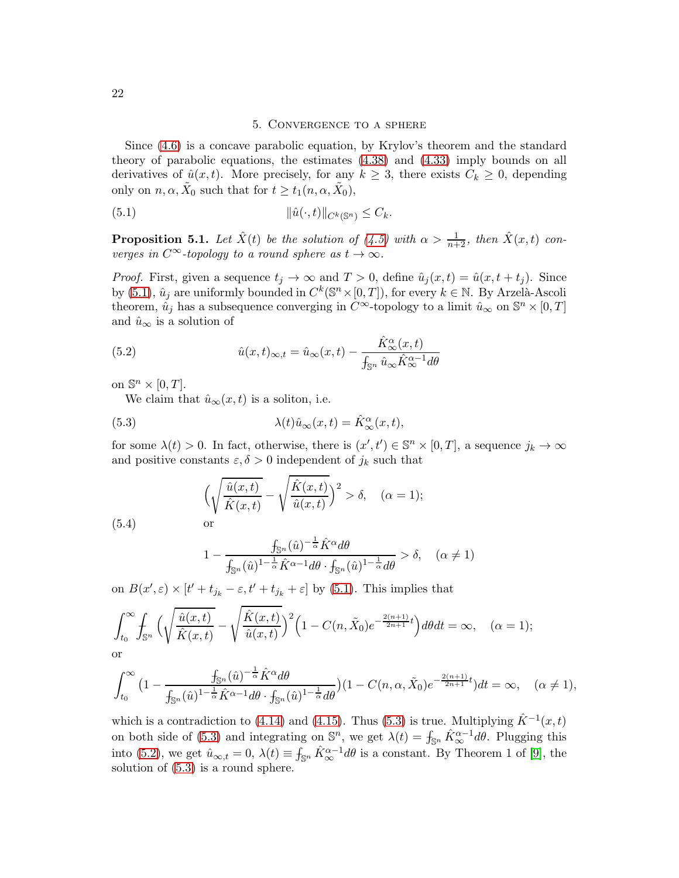## 5. Convergence to a sphere

Since (4.6) is a concave parabolic equation, by Krylov's theorem and the standard theory of parabolic equations, the estimates (4.38) and (4.33) imply bounds on all derivatives of $\hat{u}(x,t)$. More precisely, for any $k \geq 3$, there exists $C_k \geq 0$, depending only on $n, \alpha, \tilde{X}_0$ such that for $t \geq t_1(n, \alpha, \tilde{X}_0)$,

$$\|\hat{u}(\cdot,t)\|_{C^k(\mathbb{S}^n)} \leq C_k. \tag{5.1}$$

**Proposition 5.1.** *Let $\hat{X}(t)$ be the solution of (4.5) with $\alpha > \frac{1}{n+2}$, then $\hat{X}(x,t)$ converges in $C^\infty$-topology to a round sphere as $t \to \infty$.*

*Proof.* First, given a sequence $t_j \to \infty$ and $T > 0$, define $\hat{u}_j(x,t) = \hat{u}(x, t+t_j)$. Since by (5.1), $\hat{u}_j$ are uniformly bounded in $C^k(\mathbb{S}^n \times [0,T])$, for every $k \in \mathbb{N}$. By Arzelà-Ascoli theorem, $\hat{u}_j$ has a subsequence converging in $C^\infty$-topology to a limit $\hat{u}_\infty$ on $\mathbb{S}^n \times [0,T]$ and $\hat{u}_\infty$ is a solution of

$$\hat{u}(x,t)_{\infty,t} = \hat{u}_\infty(x,t) - \frac{\hat{K}^\alpha_\infty(x,t)}{⨍_{\mathbb{S}^n} \hat{u}_\infty \hat{K}^{\alpha-1}_\infty d\theta} \tag{5.2}$$

on $\mathbb{S}^n \times [0,T]$.

We claim that $\hat{u}_\infty(x,t)$ is a soliton, i.e.

$$\lambda(t)\hat{u}_\infty(x,t) = \hat{K}^\alpha_\infty(x,t), \tag{5.3}$$

for some $\lambda(t) > 0$. In fact, otherwise, there is $(x', t') \in \mathbb{S}^n \times [0,T]$, a sequence $j_k \to \infty$ and positive constants $\varepsilon, \delta > 0$ independent of $j_k$ such that

$$\Big(\sqrt{\frac{\hat{u}(x,t)}{\hat{K}(x,t)}} - \sqrt{\frac{\hat{K}(x,t)}{\hat{u}(x,t)}}\Big)^2 > \delta, \quad (\alpha = 1);$$

or

$$1 - \frac{⨍_{\mathbb{S}^n} (\hat{u})^{-\frac{1}{\alpha}} \hat{K}^\alpha d\theta}{⨍_{\mathbb{S}^n} (\hat{u})^{1-\frac{1}{\alpha}} \hat{K}^{\alpha-1} d\theta \cdot ⨍_{\mathbb{S}^n} (\hat{u})^{1-\frac{1}{\alpha}} d\theta} > \delta, \quad (\alpha \neq 1) \tag{5.4}$$

on $B(x', \varepsilon) \times [t' + t_{j_k} - \varepsilon, t' + t_{j_k} + \varepsilon]$ by (5.1). This implies that

$$\int_{t_0}^\infty ⨍_{\mathbb{S}^n} \Big(\sqrt{\frac{\hat{u}(x,t)}{\hat{K}(x,t)}} - \sqrt{\frac{\hat{K}(x,t)}{\hat{u}(x,t)}}\Big)^2 \Big(1 - C(n, \tilde{X}_0) e^{-\frac{2(n+1)}{2n+1}t}\Big) d\theta dt = \infty, \quad (\alpha = 1);$$

or

$$\int_{t_0}^\infty \big(1 - \frac{⨍_{\mathbb{S}^n} (\hat{u})^{-\frac{1}{\alpha}} \hat{K}^\alpha d\theta}{⨍_{\mathbb{S}^n} (\hat{u})^{1-\frac{1}{\alpha}} \hat{K}^{\alpha-1} d\theta \cdot ⨍_{\mathbb{S}^n} (\hat{u})^{1-\frac{1}{\alpha}} d\theta}\big)(1 - C(n, \alpha, \tilde{X}_0) e^{-\frac{2(n+1)}{2n+1}t}) dt = \infty, \quad (\alpha \neq 1),$$

which is a contradiction to (4.14) and (4.15). Thus (5.3) is true. Multiplying $\hat{K}^{-1}(x,t)$ on both side of (5.3) and integrating on $\mathbb{S}^n$, we get $\lambda(t) = ⨍_{\mathbb{S}^n} \hat{K}^{\alpha-1}_\infty d\theta$. Plugging this into (5.2), we get $\hat{u}_{\infty,t} = 0$, $\lambda(t) \equiv ⨍_{\mathbb{S}^n} \hat{K}^{\alpha-1}_\infty d\theta$ is a constant. By Theorem 1 of [9], the solution of (5.3) is a round sphere.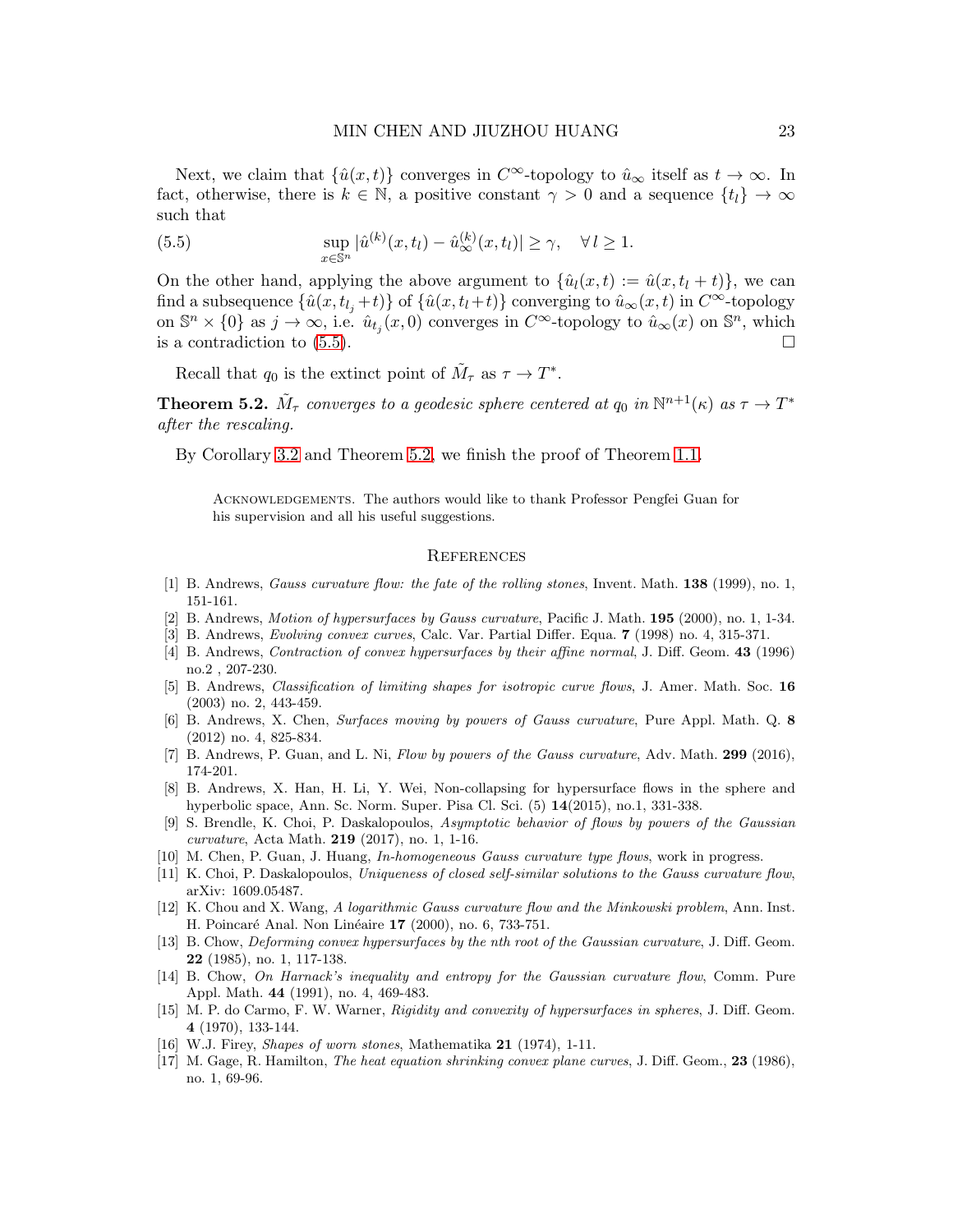Next, we claim that $\{\hat{u}(x,t)\}$ converges in $C^\infty$-topology to $\hat{u}_\infty$ itself as $t \to \infty$. In fact, otherwise, there is $k \in \mathbb{N}$, a positive constant $\gamma > 0$ and a sequence $\{t_l\} \to \infty$ such that

$$\sup_{x\in\mathbb{S}^n} |\hat{u}^{(k)}(x,t_l) - \hat{u}_\infty^{(k)}(x,t_l)| \geq \gamma, \quad \forall\, l \geq 1. \tag{5.5}$$

On the other hand, applying the above argument to $\{\hat{u}_l(x,t) := \hat{u}(x,t_l+t)\}$, we can find a subsequence $\{\hat{u}(x,t_{l_j}+t)\}$ of $\{\hat{u}(x,t_l+t)\}$ converging to $\hat{u}_\infty(x,t)$ in $C^\infty$-topology on $\mathbb{S}^n \times \{0\}$ as $j \to \infty$, i.e. $\hat{u}_{t_j}(x,0)$ converges in $C^\infty$-topology to $\hat{u}_\infty(x)$ on $\mathbb{S}^n$, which is a contradiction to (5.5). □

Recall that $q_0$ is the extinct point of $\tilde{M}_\tau$ as $\tau \to T^*$.

**Theorem 5.2.** *$\tilde{M}_\tau$ converges to a geodesic sphere centered at $q_0$ in $\mathbb{N}^{n+1}(\kappa)$ as $\tau \to T^*$ after the rescaling.*

By Corollary 3.2 and Theorem 5.2, we finish the proof of Theorem 1.1.

Acknowledgements. The authors would like to thank Professor Pengfei Guan for his supervision and all his useful suggestions.

## References

[1] B. Andrews, *Gauss curvature flow: the fate of the rolling stones*, Invent. Math. **138** (1999), no. 1, 151-161.
[2] B. Andrews, *Motion of hypersurfaces by Gauss curvature*, Pacific J. Math. **195** (2000), no. 1, 1-34.
[3] B. Andrews, *Evolving convex curves*, Calc. Var. Partial Differ. Equa. **7** (1998) no. 4, 315-371.
[4] B. Andrews, *Contraction of convex hypersurfaces by their affine normal*, J. Diff. Geom. **43** (1996) no.2 , 207-230.
[5] B. Andrews, *Classification of limiting shapes for isotropic curve flows*, J. Amer. Math. Soc. **16** (2003) no. 2, 443-459.
[6] B. Andrews, X. Chen, *Surfaces moving by powers of Gauss curvature*, Pure Appl. Math. Q. **8** (2012) no. 4, 825-834.
[7] B. Andrews, P. Guan, and L. Ni, *Flow by powers of the Gauss curvature*, Adv. Math. **299** (2016), 174-201.
[8] B. Andrews, X. Han, H. Li, Y. Wei, Non-collapsing for hypersurface flows in the sphere and hyperbolic space, Ann. Sc. Norm. Super. Pisa Cl. Sci. (5) **14**(2015), no.1, 331-338.
[9] S. Brendle, K. Choi, P. Daskalopoulos, *Asymptotic behavior of flows by powers of the Gaussian curvature*, Acta Math. **219** (2017), no. 1, 1-16.
[10] M. Chen, P. Guan, J. Huang, *In-homogeneous Gauss curvature type flows*, work in progress.
[11] K. Choi, P. Daskalopoulos, *Uniqueness of closed self-similar solutions to the Gauss curvature flow*, arXiv: 1609.05487.
[12] K. Chou and X. Wang, *A logarithmic Gauss curvature flow and the Minkowski problem*, Ann. Inst. H. Poincaré Anal. Non Linéaire **17** (2000), no. 6, 733-751.
[13] B. Chow, *Deforming convex hypersurfaces by the nth root of the Gaussian curvature*, J. Diff. Geom. **22** (1985), no. 1, 117-138.
[14] B. Chow, *On Harnack's inequality and entropy for the Gaussian curvature flow*, Comm. Pure Appl. Math. **44** (1991), no. 4, 469-483.
[15] M. P. do Carmo, F. W. Warner, *Rigidity and convexity of hypersurfaces in spheres*, J. Diff. Geom. **4** (1970), 133-144.
[16] W.J. Firey, *Shapes of worn stones*, Mathematika **21** (1974), 1-11.
[17] M. Gage, R. Hamilton, *The heat equation shrinking convex plane curves*, J. Diff. Geom., **23** (1986), no. 1, 69-96.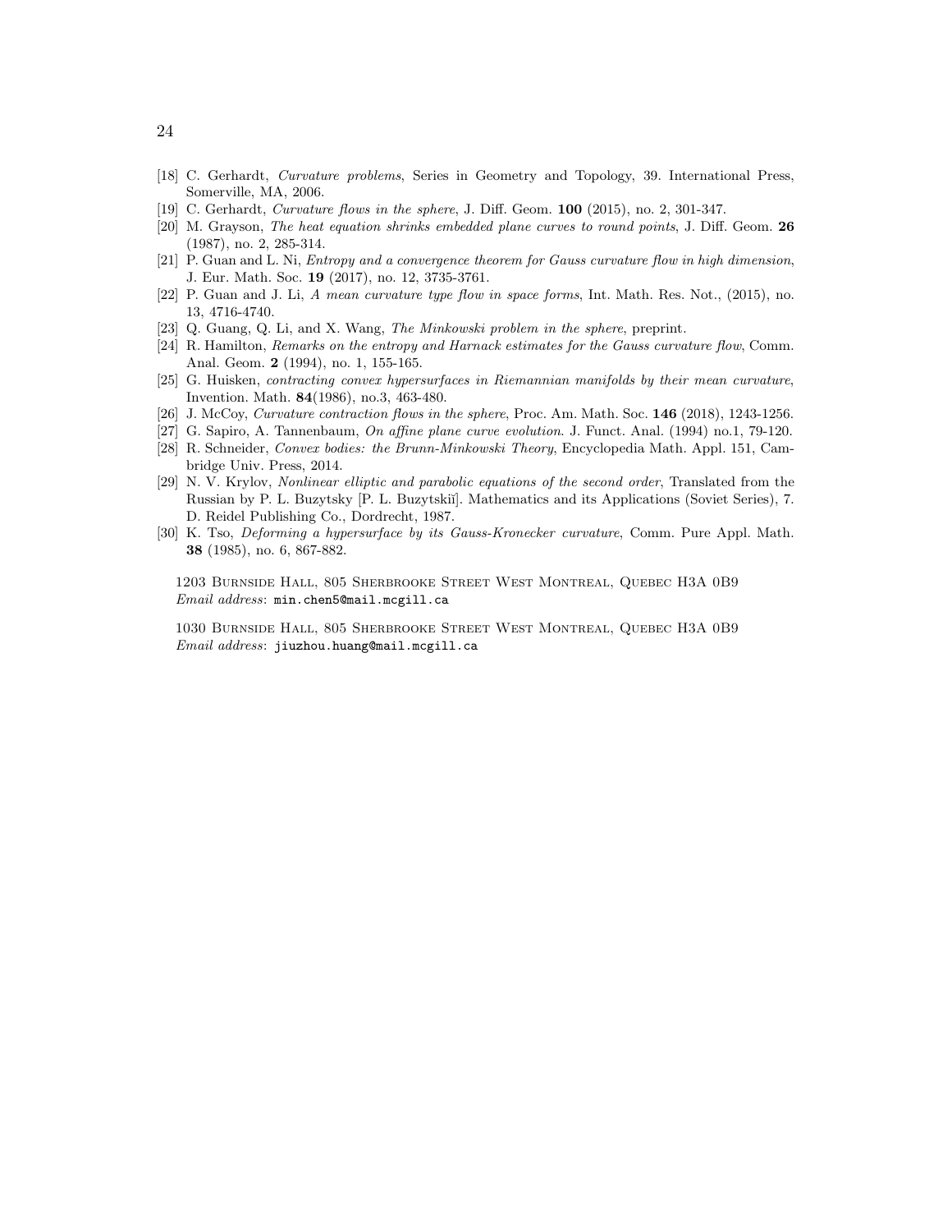[18] C. Gerhardt, *Curvature problems*, Series in Geometry and Topology, 39. International Press, Somerville, MA, 2006.

[19] C. Gerhardt, *Curvature flows in the sphere*, J. Diff. Geom. **100** (2015), no. 2, 301-347.

[20] M. Grayson, *The heat equation shrinks embedded plane curves to round points*, J. Diff. Geom. **26** (1987), no. 2, 285-314.

[21] P. Guan and L. Ni, *Entropy and a convergence theorem for Gauss curvature flow in high dimension*, J. Eur. Math. Soc. **19** (2017), no. 12, 3735-3761.

[22] P. Guan and J. Li, *A mean curvature type flow in space forms*, Int. Math. Res. Not., (2015), no. 13, 4716-4740.

[23] Q. Guang, Q. Li, and X. Wang, *The Minkowski problem in the sphere*, preprint.

[24] R. Hamilton, *Remarks on the entropy and Harnack estimates for the Gauss curvature flow*, Comm. Anal. Geom. **2** (1994), no. 1, 155-165.

[25] G. Huisken, *contracting convex hypersurfaces in Riemannian manifolds by their mean curvature*, Invention. Math. **84**(1986), no.3, 463-480.

[26] J. McCoy, *Curvature contraction flows in the sphere*, Proc. Am. Math. Soc. **146** (2018), 1243-1256.

[27] G. Sapiro, A. Tannenbaum, *On affine plane curve evolution*. J. Funct. Anal. (1994) no.1, 79-120.

[28] R. Schneider, *Convex bodies: the Brunn-Minkowski Theory*, Encyclopedia Math. Appl. 151, Cambridge Univ. Press, 2014.

[29] N. V. Krylov, *Nonlinear elliptic and parabolic equations of the second order*, Translated from the Russian by P. L. Buzytsky [P. L. Buzytskiĭ]. Mathematics and its Applications (Soviet Series), 7. D. Reidel Publishing Co., Dordrecht, 1987.

[30] K. Tso, *Deforming a hypersurface by its Gauss-Kronecker curvature*, Comm. Pure Appl. Math. **38** (1985), no. 6, 867-882.

1203 Burnside Hall, 805 Sherbrooke Street West Montreal, Quebec H3A 0B9
*Email address*: min.chen5@mail.mcgill.ca

1030 Burnside Hall, 805 Sherbrooke Street West Montreal, Quebec H3A 0B9
*Email address*: jiuzhou.huang@mail.mcgill.ca